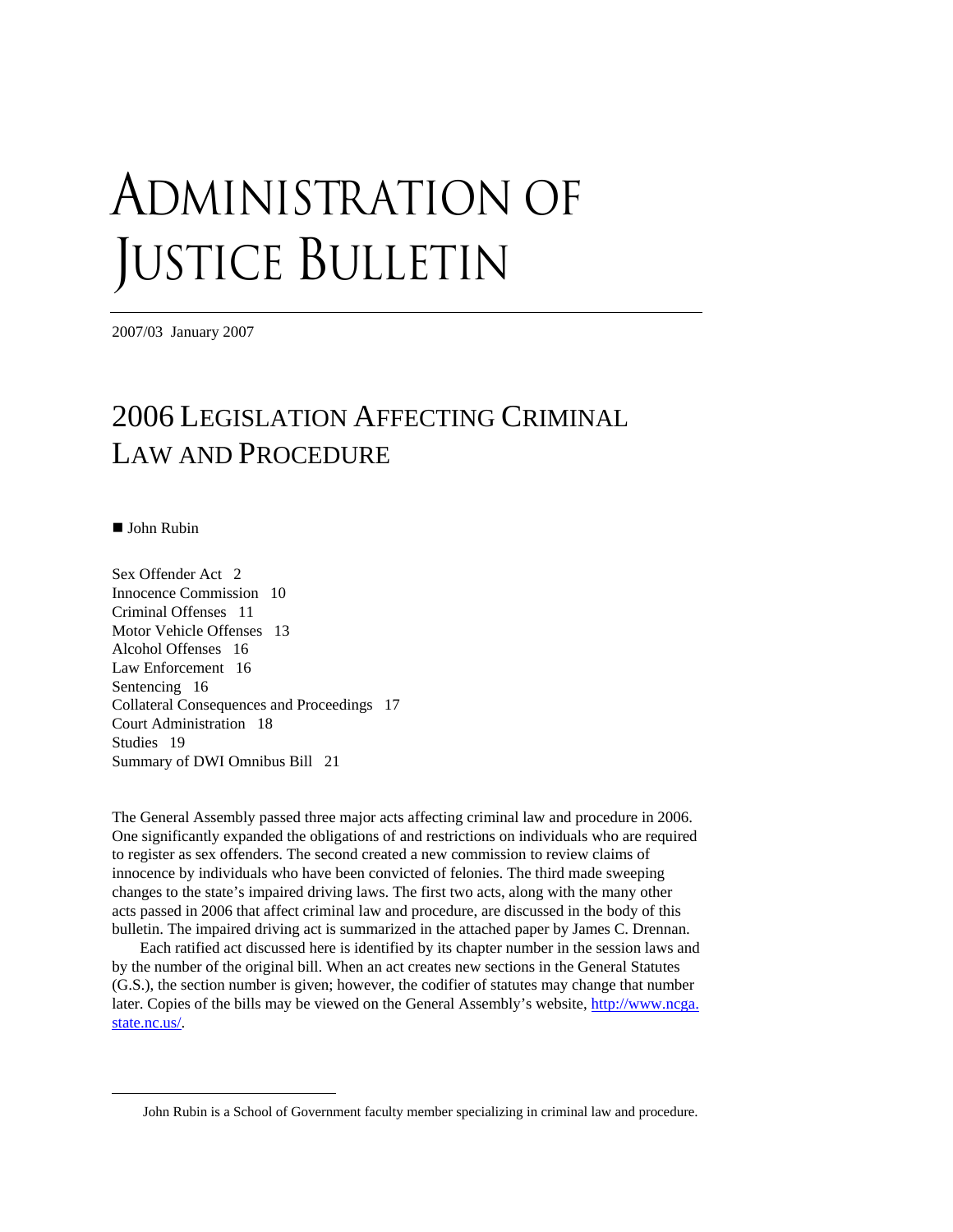# Administration of Justice Bulletin

2007/03 January 2007

## 2006 Legislation Affecting Criminal Law and Procedure

■ John Rubin

Sex Offender Act 2
Innocence Commission 10
Criminal Offenses 11
Motor Vehicle Offenses 13
Alcohol Offenses 16
Law Enforcement 16
Sentencing 16
Collateral Consequences and Proceedings 17
Court Administration 18
Studies 19
Summary of DWI Omnibus Bill 21

The General Assembly passed three major acts affecting criminal law and procedure in 2006. One significantly expanded the obligations of and restrictions on individuals who are required to register as sex offenders. The second created a new commission to review claims of innocence by individuals who have been convicted of felonies. The third made sweeping changes to the state's impaired driving laws. The first two acts, along with the many other acts passed in 2006 that affect criminal law and procedure, are discussed in the body of this bulletin. The impaired driving act is summarized in the attached paper by James C. Drennan.

Each ratified act discussed here is identified by its chapter number in the session laws and by the number of the original bill. When an act creates new sections in the General Statutes (G.S.), the section number is given; however, the codifier of statutes may change that number later. Copies of the bills may be viewed on the General Assembly's website, [http://www.ncga.state.nc.us/](http://www.ncga.state.nc.us/).

---

John Rubin is a School of Government faculty member specializing in criminal law and procedure.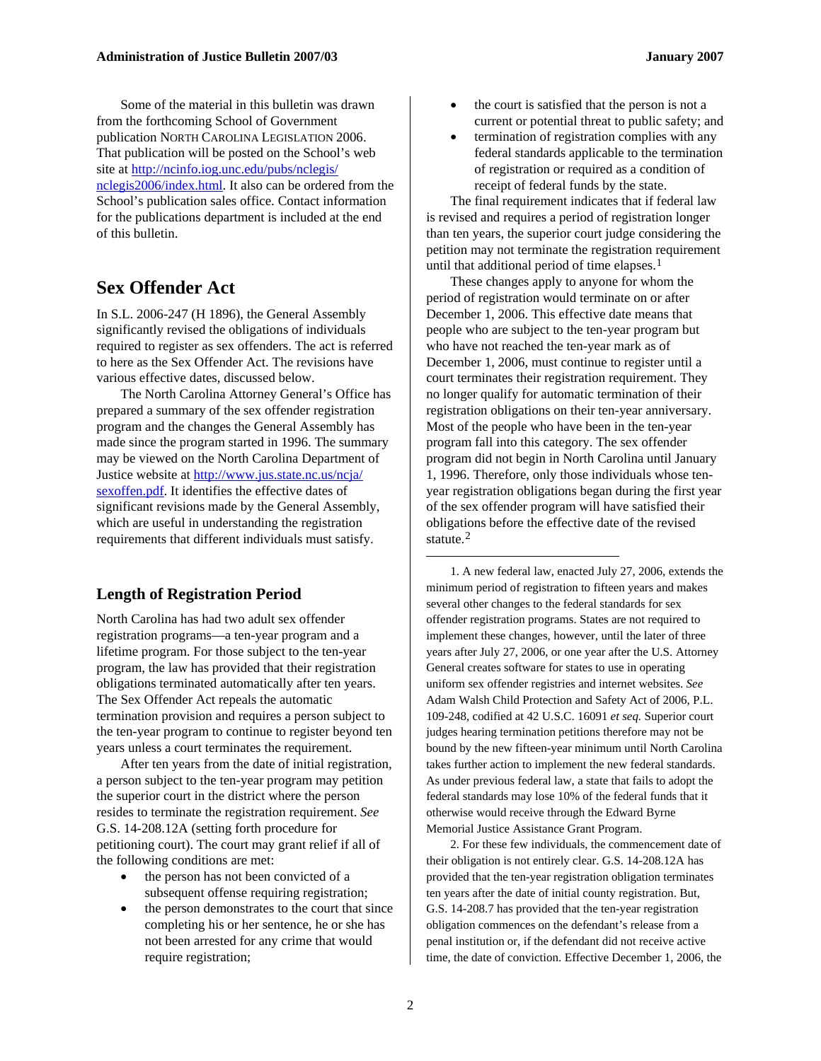Some of the material in this bulletin was drawn from the forthcoming School of Government publication NORTH CAROLINA LEGISLATION 2006. That publication will be posted on the School's web site at [http://ncinfo.iog.unc.edu/pubs/nclegis/nclegis2006/index.html](http://ncinfo.iog.unc.edu/pubs/nclegis/nclegis2006/index.html). It also can be ordered from the School's publication sales office. Contact information for the publications department is included at the end of this bulletin.

## Sex Offender Act

In S.L. 2006-247 (H 1896), the General Assembly significantly revised the obligations of individuals required to register as sex offenders. The act is referred to here as the Sex Offender Act. The revisions have various effective dates, discussed below.

The North Carolina Attorney General's Office has prepared a summary of the sex offender registration program and the changes the General Assembly has made since the program started in 1996. The summary may be viewed on the North Carolina Department of Justice website at [http://www.jus.state.nc.us/ncja/sexoffen.pdf](http://www.jus.state.nc.us/ncja/sexoffen.pdf). It identifies the effective dates of significant revisions made by the General Assembly, which are useful in understanding the registration requirements that different individuals must satisfy.

### Length of Registration Period

North Carolina has had two adult sex offender registration programs—a ten-year program and a lifetime program. For those subject to the ten-year program, the law has provided that their registration obligations terminated automatically after ten years. The Sex Offender Act repeals the automatic termination provision and requires a person subject to the ten-year program to continue to register beyond ten years unless a court terminates the requirement.

After ten years from the date of initial registration, a person subject to the ten-year program may petition the superior court in the district where the person resides to terminate the registration requirement. *See* G.S. 14-208.12A (setting forth procedure for petitioning court). The court may grant relief if all of the following conditions are met:

- the person has not been convicted of a subsequent offense requiring registration;
- the person demonstrates to the court that since completing his or her sentence, he or she has not been arrested for any crime that would require registration;
- the court is satisfied that the person is not a current or potential threat to public safety; and
- termination of registration complies with any federal standards applicable to the termination of registration or required as a condition of receipt of federal funds by the state.

The final requirement indicates that if federal law is revised and requires a period of registration longer than ten years, the superior court judge considering the petition may not terminate the registration requirement until that additional period of time elapses.[1]

These changes apply to anyone for whom the period of registration would terminate on or after December 1, 2006. This effective date means that people who are subject to the ten-year program but who have not reached the ten-year mark as of December 1, 2006, must continue to register until a court terminates their registration requirement. They no longer qualify for automatic termination of their registration obligations on their ten-year anniversary. Most of the people who have been in the ten-year program fall into this category. The sex offender program did not begin in North Carolina until January 1, 1996. Therefore, only those individuals whose ten-year registration obligations began during the first year of the sex offender program will have satisfied their obligations before the effective date of the revised statute.[2]

---

1. A new federal law, enacted July 27, 2006, extends the minimum period of registration to fifteen years and makes several other changes to the federal standards for sex offender registration programs. States are not required to implement these changes, however, until the later of three years after July 27, 2006, or one year after the U.S. Attorney General creates software for states to use in operating uniform sex offender registries and internet websites. *See* Adam Walsh Child Protection and Safety Act of 2006, P.L. 109-248, codified at 42 U.S.C. 16091 *et seq.* Superior court judges hearing termination petitions therefore may not be bound by the new fifteen-year minimum until North Carolina takes further action to implement the new federal standards. As under previous federal law, a state that fails to adopt the federal standards may lose 10% of the federal funds that it otherwise would receive through the Edward Byrne Memorial Justice Assistance Grant Program.

2. For these few individuals, the commencement date of their obligation is not entirely clear. G.S. 14-208.12A has provided that the ten-year registration obligation terminates ten years after the date of initial county registration. But, G.S. 14-208.7 has provided that the ten-year registration obligation commences on the defendant's release from a penal institution or, if the defendant did not receive active time, the date of conviction. Effective December 1, 2006, the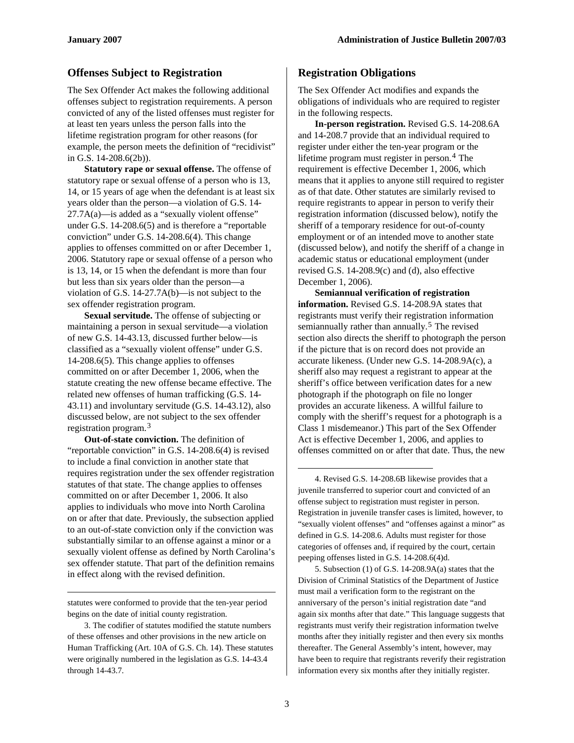## Offenses Subject to Registration

The Sex Offender Act makes the following additional offenses subject to registration requirements. A person convicted of any of the listed offenses must register for at least ten years unless the person falls into the lifetime registration program for other reasons (for example, the person meets the definition of "recidivist" in G.S. 14-208.6(2b)).

**Statutory rape or sexual offense.** The offense of statutory rape or sexual offense of a person who is 13, 14, or 15 years of age when the defendant is at least six years older than the person—a violation of G.S. 14-27.7A(a)—is added as a "sexually violent offense" under G.S. 14-208.6(5) and is therefore a "reportable conviction" under G.S. 14-208.6(4). This change applies to offenses committed on or after December 1, 2006. Statutory rape or sexual offense of a person who is 13, 14, or 15 when the defendant is more than four but less than six years older than the person—a violation of G.S. 14-27.7A(b)—is not subject to the sex offender registration program.

**Sexual servitude.** The offense of subjecting or maintaining a person in sexual servitude—a violation of new G.S. 14-43.13, discussed further below—is classified as a "sexually violent offense" under G.S. 14-208.6(5). This change applies to offenses committed on or after December 1, 2006, when the statute creating the new offense became effective. The related new offenses of human trafficking (G.S. 14-43.11) and involuntary servitude (G.S. 14-43.12), also discussed below, are not subject to the sex offender registration program.[3]

**Out-of-state conviction.** The definition of "reportable conviction" in G.S. 14-208.6(4) is revised to include a final conviction in another state that requires registration under the sex offender registration statutes of that state. The change applies to offenses committed on or after December 1, 2006. It also applies to individuals who move into North Carolina on or after that date. Previously, the subsection applied to an out-of-state conviction only if the conviction was substantially similar to an offense against a minor or a sexually violent offense as defined by North Carolina's sex offender statute. That part of the definition remains in effect along with the revised definition.

statutes were conformed to provide that the ten-year period begins on the date of initial county registration.

3. The codifier of statutes modified the statute numbers of these offenses and other provisions in the new article on Human Trafficking (Art. 10A of G.S. Ch. 14). These statutes were originally numbered in the legislation as G.S. 14-43.4 through 14-43.7.

## Registration Obligations

The Sex Offender Act modifies and expands the obligations of individuals who are required to register in the following respects.

**In-person registration.** Revised G.S. 14-208.6A and 14-208.7 provide that an individual required to register under either the ten-year program or the lifetime program must register in person.[4] The requirement is effective December 1, 2006, which means that it applies to anyone still required to register as of that date. Other statutes are similarly revised to require registrants to appear in person to verify their registration information (discussed below), notify the sheriff of a temporary residence for out-of-county employment or of an intended move to another state (discussed below), and notify the sheriff of a change in academic status or educational employment (under revised G.S. 14-208.9(c) and (d), also effective December 1, 2006).

**Semiannual verification of registration information.** Revised G.S. 14-208.9A states that registrants must verify their registration information semiannually rather than annually.[5] The revised section also directs the sheriff to photograph the person if the picture that is on record does not provide an accurate likeness. (Under new G.S. 14-208.9A(c), a sheriff also may request a registrant to appear at the sheriff's office between verification dates for a new photograph if the photograph on file no longer provides an accurate likeness. A willful failure to comply with the sheriff's request for a photograph is a Class 1 misdemeanor.) This part of the Sex Offender Act is effective December 1, 2006, and applies to offenses committed on or after that date. Thus, the new

4. Revised G.S. 14-208.6B likewise provides that a juvenile transferred to superior court and convicted of an offense subject to registration must register in person. Registration in juvenile transfer cases is limited, however, to "sexually violent offenses" and "offenses against a minor" as defined in G.S. 14-208.6. Adults must register for those categories of offenses and, if required by the court, certain peeping offenses listed in G.S. 14-208.6(4)d.

5. Subsection (1) of G.S. 14-208.9A(a) states that the Division of Criminal Statistics of the Department of Justice must mail a verification form to the registrant on the anniversary of the person's initial registration date "and again six months after that date." This language suggests that registrants must verify their registration information twelve months after they initially register and then every six months thereafter. The General Assembly's intent, however, may have been to require that registrants reverify their registration information every six months after they initially register.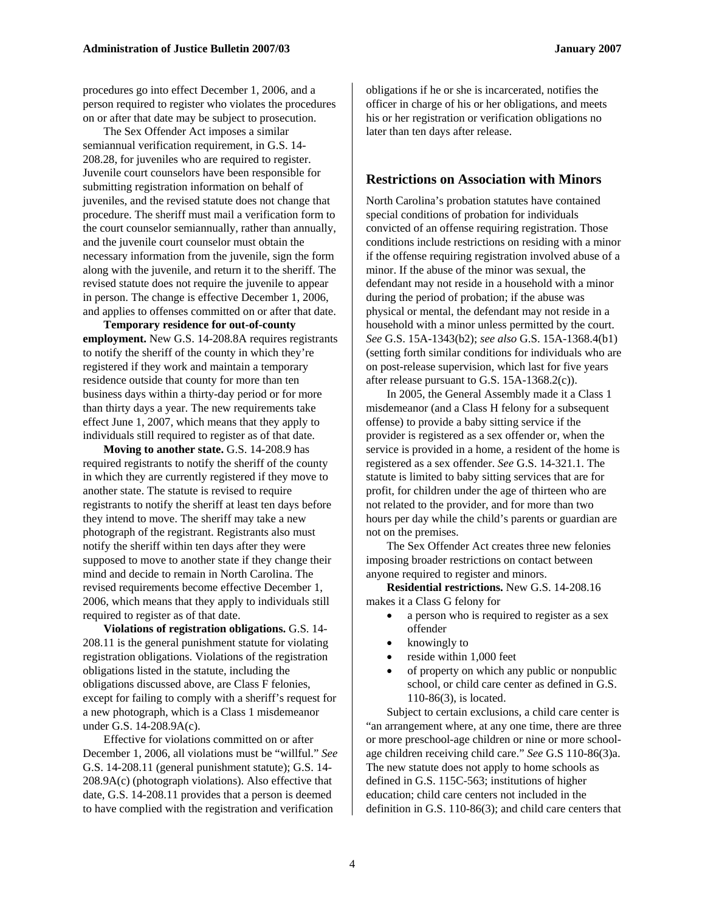procedures go into effect December 1, 2006, and a person required to register who violates the procedures on or after that date may be subject to prosecution.

The Sex Offender Act imposes a similar semiannual verification requirement, in G.S. 14-208.28, for juveniles who are required to register. Juvenile court counselors have been responsible for submitting registration information on behalf of juveniles, and the revised statute does not change that procedure. The sheriff must mail a verification form to the court counselor semiannually, rather than annually, and the juvenile court counselor must obtain the necessary information from the juvenile, sign the form along with the juvenile, and return it to the sheriff. The revised statute does not require the juvenile to appear in person. The change is effective December 1, 2006, and applies to offenses committed on or after that date.

**Temporary residence for out-of-county employment.** New G.S. 14-208.8A requires registrants to notify the sheriff of the county in which they're registered if they work and maintain a temporary residence outside that county for more than ten business days within a thirty-day period or for more than thirty days a year. The new requirements take effect June 1, 2007, which means that they apply to individuals still required to register as of that date.

**Moving to another state.** G.S. 14-208.9 has required registrants to notify the sheriff of the county in which they are currently registered if they move to another state. The statute is revised to require registrants to notify the sheriff at least ten days before they intend to move. The sheriff may take a new photograph of the registrant. Registrants also must notify the sheriff within ten days after they were supposed to move to another state if they change their mind and decide to remain in North Carolina. The revised requirements become effective December 1, 2006, which means that they apply to individuals still required to register as of that date.

**Violations of registration obligations.** G.S. 14-208.11 is the general punishment statute for violating registration obligations. Violations of the registration obligations listed in the statute, including the obligations discussed above, are Class F felonies, except for failing to comply with a sheriff's request for a new photograph, which is a Class 1 misdemeanor under G.S. 14-208.9A(c).

Effective for violations committed on or after December 1, 2006, all violations must be "willful." *See* G.S. 14-208.11 (general punishment statute); G.S. 14-208.9A(c) (photograph violations). Also effective that date, G.S. 14-208.11 provides that a person is deemed to have complied with the registration and verification obligations if he or she is incarcerated, notifies the officer in charge of his or her obligations, and meets his or her registration or verification obligations no later than ten days after release.

## Restrictions on Association with Minors

North Carolina's probation statutes have contained special conditions of probation for individuals convicted of an offense requiring registration. Those conditions include restrictions on residing with a minor if the offense requiring registration involved abuse of a minor. If the abuse of the minor was sexual, the defendant may not reside in a household with a minor during the period of probation; if the abuse was physical or mental, the defendant may not reside in a household with a minor unless permitted by the court. *See* G.S. 15A-1343(b2); *see also* G.S. 15A-1368.4(b1) (setting forth similar conditions for individuals who are on post-release supervision, which last for five years after release pursuant to G.S. 15A-1368.2(c)).

In 2005, the General Assembly made it a Class 1 misdemeanor (and a Class H felony for a subsequent offense) to provide a baby sitting service if the provider is registered as a sex offender or, when the service is provided in a home, a resident of the home is registered as a sex offender. *See* G.S. 14-321.1. The statute is limited to baby sitting services that are for profit, for children under the age of thirteen who are not related to the provider, and for more than two hours per day while the child's parents or guardian are not on the premises.

The Sex Offender Act creates three new felonies imposing broader restrictions on contact between anyone required to register and minors.

**Residential restrictions.** New G.S. 14-208.16 makes it a Class G felony for

- a person who is required to register as a sex offender
- knowingly to
- reside within 1,000 feet
- of property on which any public or nonpublic school, or child care center as defined in G.S. 110-86(3), is located.

Subject to certain exclusions, a child care center is "an arrangement where, at any one time, there are three or more preschool-age children or nine or more school-age children receiving child care." *See* G.S 110-86(3)a. The new statute does not apply to home schools as defined in G.S. 115C-563; institutions of higher education; child care centers not included in the definition in G.S. 110-86(3); and child care centers that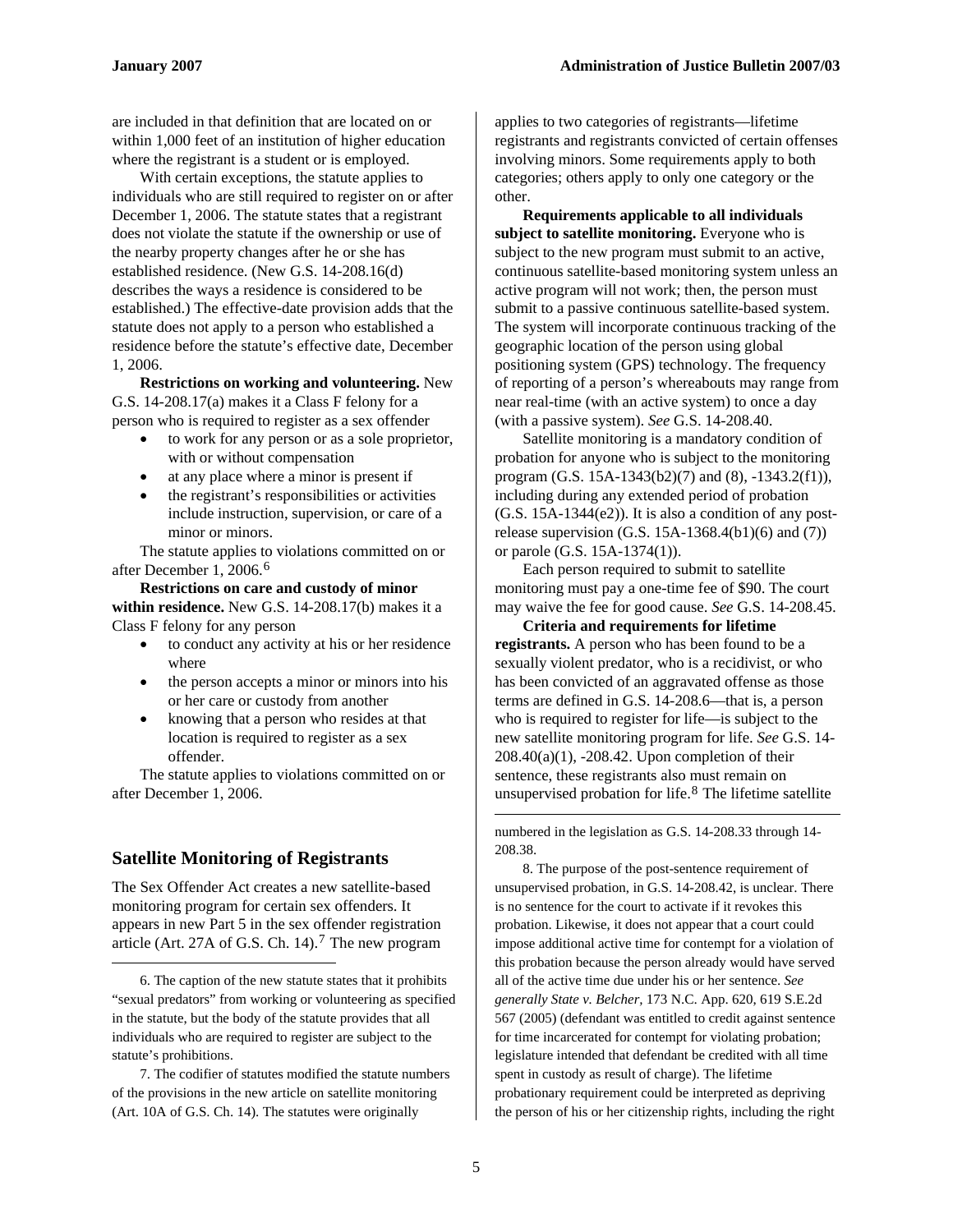are included in that definition that are located on or within 1,000 feet of an institution of higher education where the registrant is a student or is employed.

With certain exceptions, the statute applies to individuals who are still required to register on or after December 1, 2006. The statute states that a registrant does not violate the statute if the ownership or use of the nearby property changes after he or she has established residence. (New G.S. 14-208.16(d) describes the ways a residence is considered to be established.) The effective-date provision adds that the statute does not apply to a person who established a residence before the statute's effective date, December 1, 2006.

**Restrictions on working and volunteering.** New G.S. 14-208.17(a) makes it a Class F felony for a person who is required to register as a sex offender

- to work for any person or as a sole proprietor, with or without compensation
- at any place where a minor is present if
- the registrant's responsibilities or activities include instruction, supervision, or care of a minor or minors.

The statute applies to violations committed on or after December 1, 2006.[6]

**Restrictions on care and custody of minor within residence.** New G.S. 14-208.17(b) makes it a Class F felony for any person

- to conduct any activity at his or her residence where
- the person accepts a minor or minors into his or her care or custody from another
- knowing that a person who resides at that location is required to register as a sex offender.

The statute applies to violations committed on or after December 1, 2006.

## Satellite Monitoring of Registrants

The Sex Offender Act creates a new satellite-based monitoring program for certain sex offenders. It appears in new Part 5 in the sex offender registration article (Art. 27A of G.S. Ch. 14).[7] The new program applies to two categories of registrants—lifetime registrants and registrants convicted of certain offenses involving minors. Some requirements apply to both categories; others apply to only one category or the other.

**Requirements applicable to all individuals subject to satellite monitoring.** Everyone who is subject to the new program must submit to an active, continuous satellite-based monitoring system unless an active program will not work; then, the person must submit to a passive continuous satellite-based system. The system will incorporate continuous tracking of the geographic location of the person using global positioning system (GPS) technology. The frequency of reporting of a person's whereabouts may range from near real-time (with an active system) to once a day (with a passive system). *See* G.S. 14-208.40.

Satellite monitoring is a mandatory condition of probation for anyone who is subject to the monitoring program (G.S. 15A-1343(b2)(7) and (8), -1343.2(f1)), including during any extended period of probation (G.S. 15A-1344(e2)). It is also a condition of any post-release supervision (G.S. 15A-1368.4(b1)(6) and (7)) or parole (G.S. 15A-1374(1)).

Each person required to submit to satellite monitoring must pay a one-time fee of $90. The court may waive the fee for good cause. *See* G.S. 14-208.45.

**Criteria and requirements for lifetime registrants.** A person who has been found to be a sexually violent predator, who is a recidivist, or who has been convicted of an aggravated offense as those terms are defined in G.S. 14-208.6—that is, a person who is required to register for life—is subject to the new satellite monitoring program for life. *See* G.S. 14-208.40(a)(1), -208.42. Upon completion of their sentence, these registrants also must remain on unsupervised probation for life.[8] The lifetime satellite

---

6. The caption of the new statute states that it prohibits "sexual predators" from working or volunteering as specified in the statute, but the body of the statute provides that all individuals who are required to register are subject to the statute's prohibitions.

7. The codifier of statutes modified the statute numbers of the provisions in the new article on satellite monitoring (Art. 10A of G.S. Ch. 14). The statutes were originally numbered in the legislation as G.S. 14-208.33 through 14-208.38.

8. The purpose of the post-sentence requirement of unsupervised probation, in G.S. 14-208.42, is unclear. There is no sentence for the court to activate if it revokes this probation. Likewise, it does not appear that a court could impose additional active time for contempt for a violation of this probation because the person already would have served all of the active time due under his or her sentence. *See generally State v. Belcher*, 173 N.C. App. 620, 619 S.E.2d 567 (2005) (defendant was entitled to credit against sentence for time incarcerated for contempt for violating probation; legislature intended that defendant be credited with all time spent in custody as result of charge). The lifetime probationary requirement could be interpreted as depriving the person of his or her citizenship rights, including the right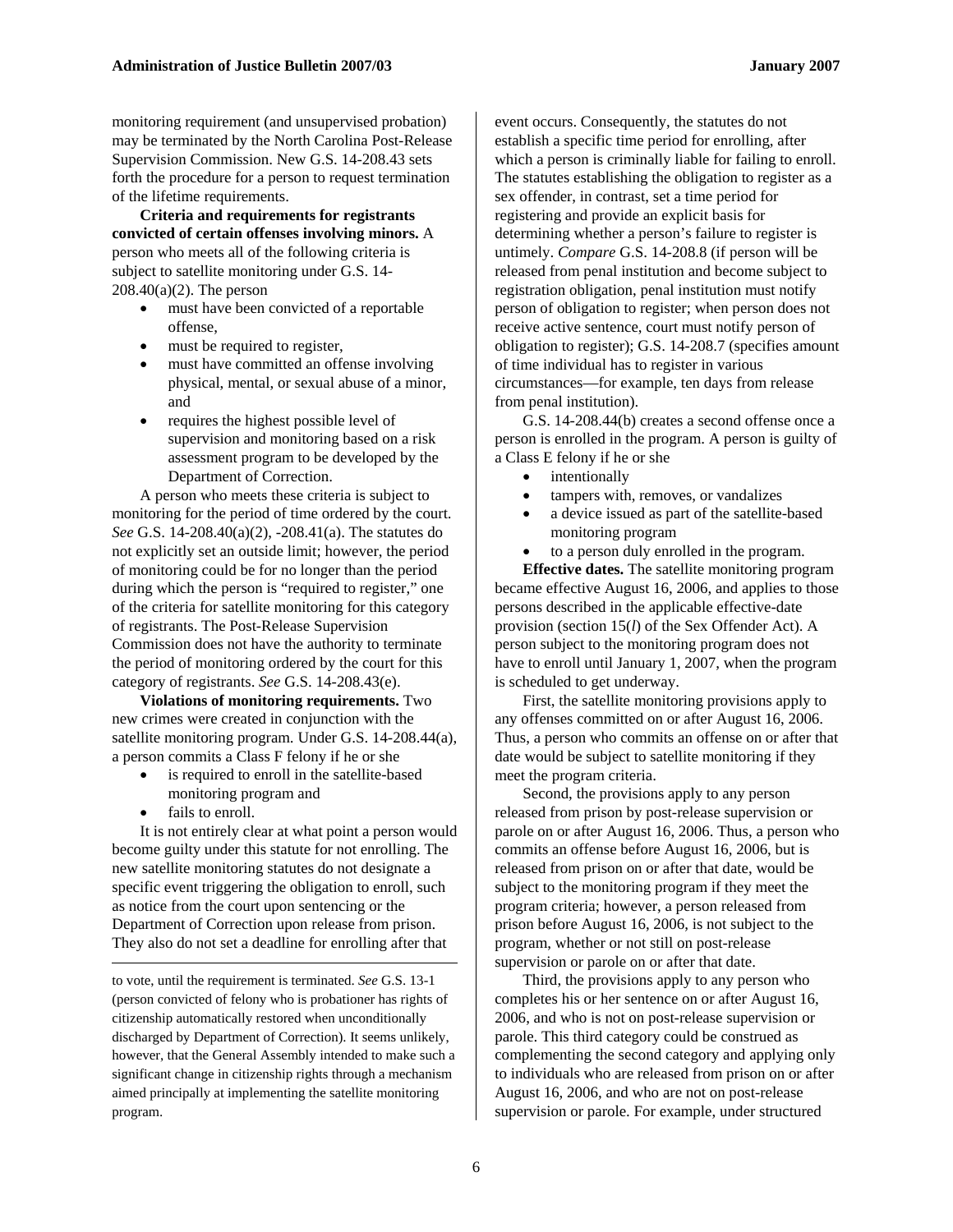monitoring requirement (and unsupervised probation) may be terminated by the North Carolina Post-Release Supervision Commission. New G.S. 14-208.43 sets forth the procedure for a person to request termination of the lifetime requirements.

**Criteria and requirements for registrants convicted of certain offenses involving minors.** A person who meets all of the following criteria is subject to satellite monitoring under G.S. 14-208.40(a)(2). The person

- must have been convicted of a reportable offense,
- must be required to register,
- must have committed an offense involving physical, mental, or sexual abuse of a minor, and
- requires the highest possible level of supervision and monitoring based on a risk assessment program to be developed by the Department of Correction.

A person who meets these criteria is subject to monitoring for the period of time ordered by the court. *See* G.S. 14-208.40(a)(2), -208.41(a). The statutes do not explicitly set an outside limit; however, the period of monitoring could be for no longer than the period during which the person is "required to register," one of the criteria for satellite monitoring for this category of registrants. The Post-Release Supervision Commission does not have the authority to terminate the period of monitoring ordered by the court for this category of registrants. *See* G.S. 14-208.43(e).

**Violations of monitoring requirements.** Two new crimes were created in conjunction with the satellite monitoring program. Under G.S. 14-208.44(a), a person commits a Class F felony if he or she

- is required to enroll in the satellite-based monitoring program and
- fails to enroll.

It is not entirely clear at what point a person would become guilty under this statute for not enrolling. The new satellite monitoring statutes do not designate a specific event triggering the obligation to enroll, such as notice from the court upon sentencing or the Department of Correction upon release from prison. They also do not set a deadline for enrolling after that event occurs. Consequently, the statutes do not establish a specific time period for enrolling, after which a person is criminally liable for failing to enroll. The statutes establishing the obligation to register as a sex offender, in contrast, set a time period for registering and provide an explicit basis for determining whether a person's failure to register is untimely. *Compare* G.S. 14-208.8 (if person will be released from penal institution and become subject to registration obligation, penal institution must notify person of obligation to register; when person does not receive active sentence, court must notify person of obligation to register); G.S. 14-208.7 (specifies amount of time individual has to register in various circumstances—for example, ten days from release from penal institution).

G.S. 14-208.44(b) creates a second offense once a person is enrolled in the program. A person is guilty of a Class E felony if he or she

- intentionally
- tampers with, removes, or vandalizes
- a device issued as part of the satellite-based monitoring program
- to a person duly enrolled in the program.

**Effective dates.** The satellite monitoring program became effective August 16, 2006, and applies to those persons described in the applicable effective-date provision (section 15(*l*) of the Sex Offender Act). A person subject to the monitoring program does not have to enroll until January 1, 2007, when the program is scheduled to get underway.

First, the satellite monitoring provisions apply to any offenses committed on or after August 16, 2006. Thus, a person who commits an offense on or after that date would be subject to satellite monitoring if they meet the program criteria.

Second, the provisions apply to any person released from prison by post-release supervision or parole on or after August 16, 2006. Thus, a person who commits an offense before August 16, 2006, but is released from prison on or after that date, would be subject to the monitoring program if they meet the program criteria; however, a person released from prison before August 16, 2006, is not subject to the program, whether or not still on post-release supervision or parole on or after that date.

Third, the provisions apply to any person who completes his or her sentence on or after August 16, 2006, and who is not on post-release supervision or parole. This third category could be construed as complementing the second category and applying only to individuals who are released from prison on or after August 16, 2006, and who are not on post-release supervision or parole. For example, under structured

---

to vote, until the requirement is terminated. *See* G.S. 13-1 (person convicted of felony who is probationer has rights of citizenship automatically restored when unconditionally discharged by Department of Correction). It seems unlikely, however, that the General Assembly intended to make such a significant change in citizenship rights through a mechanism aimed principally at implementing the satellite monitoring program.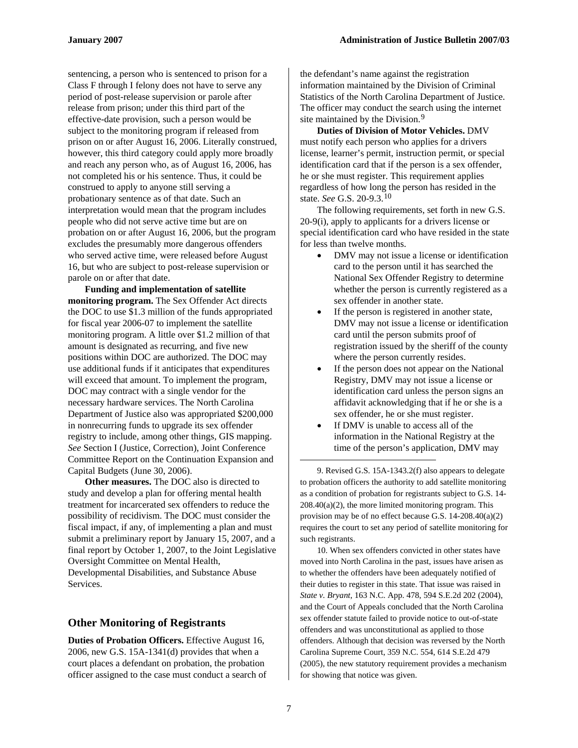sentencing, a person who is sentenced to prison for a Class F through I felony does not have to serve any period of post-release supervision or parole after release from prison; under this third part of the effective-date provision, such a person would be subject to the monitoring program if released from prison on or after August 16, 2006. Literally construed, however, this third category could apply more broadly and reach any person who, as of August 16, 2006, has not completed his or his sentence. Thus, it could be construed to apply to anyone still serving a probationary sentence as of that date. Such an interpretation would mean that the program includes people who did not serve active time but are on probation on or after August 16, 2006, but the program excludes the presumably more dangerous offenders who served active time, were released before August 16, but who are subject to post-release supervision or parole on or after that date.

**Funding and implementation of satellite monitoring program.** The Sex Offender Act directs the DOC to use $1.3 million of the funds appropriated for fiscal year 2006-07 to implement the satellite monitoring program. A little over $1.2 million of that amount is designated as recurring, and five new positions within DOC are authorized. The DOC may use additional funds if it anticipates that expenditures will exceed that amount. To implement the program, DOC may contract with a single vendor for the necessary hardware services. The North Carolina Department of Justice also was appropriated $200,000 in nonrecurring funds to upgrade its sex offender registry to include, among other things, GIS mapping. *See* Section I (Justice, Correction), Joint Conference Committee Report on the Continuation Expansion and Capital Budgets (June 30, 2006).

**Other measures.** The DOC also is directed to study and develop a plan for offering mental health treatment for incarcerated sex offenders to reduce the possibility of recidivism. The DOC must consider the fiscal impact, if any, of implementing a plan and must submit a preliminary report by January 15, 2007, and a final report by October 1, 2007, to the Joint Legislative Oversight Committee on Mental Health, Developmental Disabilities, and Substance Abuse Services.

## Other Monitoring of Registrants

**Duties of Probation Officers.** Effective August 16, 2006, new G.S. 15A-1341(d) provides that when a court places a defendant on probation, the probation officer assigned to the case must conduct a search of the defendant's name against the registration information maintained by the Division of Criminal Statistics of the North Carolina Department of Justice. The officer may conduct the search using the internet site maintained by the Division.[9]

**Duties of Division of Motor Vehicles.** DMV must notify each person who applies for a drivers license, learner's permit, instruction permit, or special identification card that if the person is a sex offender, he or she must register. This requirement applies regardless of how long the person has resided in the state. *See* G.S. 20-9.3.[10]

The following requirements, set forth in new G.S. 20-9(i), apply to applicants for a drivers license or special identification card who have resided in the state for less than twelve months.

- DMV may not issue a license or identification card to the person until it has searched the National Sex Offender Registry to determine whether the person is currently registered as a sex offender in another state.
- If the person is registered in another state, DMV may not issue a license or identification card until the person submits proof of registration issued by the sheriff of the county where the person currently resides.
- If the person does not appear on the National Registry, DMV may not issue a license or identification card unless the person signs an affidavit acknowledging that if he or she is a sex offender, he or she must register.
- If DMV is unable to access all of the information in the National Registry at the time of the person's application, DMV may

9. Revised G.S. 15A-1343.2(f) also appears to delegate to probation officers the authority to add satellite monitoring as a condition of probation for registrants subject to G.S. 14-208.40(a)(2), the more limited monitoring program. This provision may be of no effect because G.S. 14-208.40(a)(2) requires the court to set any period of satellite monitoring for such registrants.

10. When sex offenders convicted in other states have moved into North Carolina in the past, issues have arisen as to whether the offenders have been adequately notified of their duties to register in this state. That issue was raised in *State v. Bryant*, 163 N.C. App. 478, 594 S.E.2d 202 (2004), and the Court of Appeals concluded that the North Carolina sex offender statute failed to provide notice to out-of-state offenders and was unconstitutional as applied to those offenders. Although that decision was reversed by the North Carolina Supreme Court, 359 N.C. 554, 614 S.E.2d 479 (2005), the new statutory requirement provides a mechanism for showing that notice was given.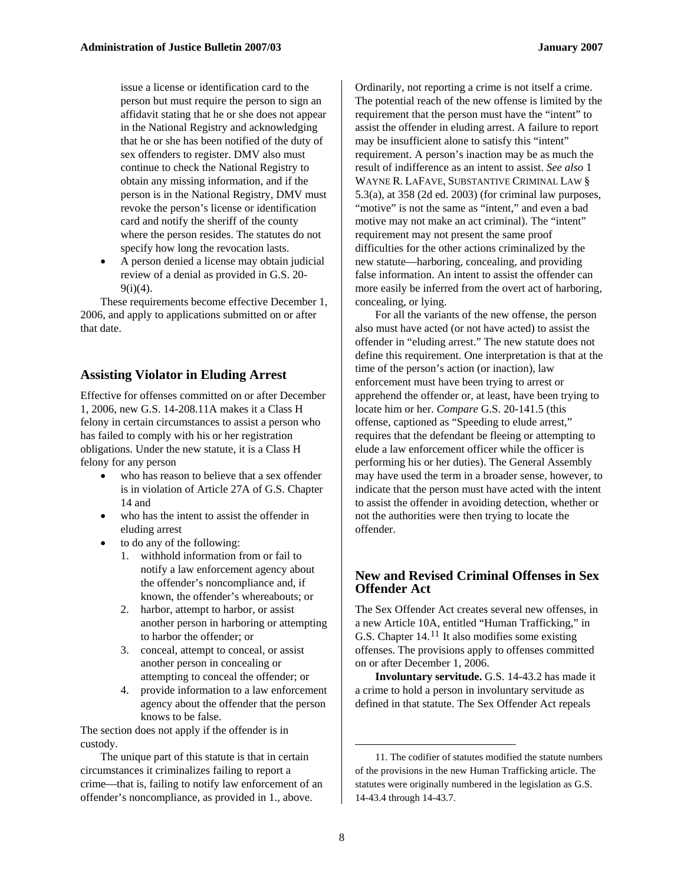issue a license or identification card to the person but must require the person to sign an affidavit stating that he or she does not appear in the National Registry and acknowledging that he or she has been notified of the duty of sex offenders to register. DMV also must continue to check the National Registry to obtain any missing information, and if the person is in the National Registry, DMV must revoke the person's license or identification card and notify the sheriff of the county where the person resides. The statutes do not specify how long the revocation lasts.

- A person denied a license may obtain judicial review of a denial as provided in G.S. 20-9(i)(4).

These requirements become effective December 1, 2006, and apply to applications submitted on or after that date.

## Assisting Violator in Eluding Arrest

Effective for offenses committed on or after December 1, 2006, new G.S. 14-208.11A makes it a Class H felony in certain circumstances to assist a person who has failed to comply with his or her registration obligations. Under the new statute, it is a Class H felony for any person

- who has reason to believe that a sex offender is in violation of Article 27A of G.S. Chapter 14 and
- who has the intent to assist the offender in eluding arrest
- to do any of the following:
  1. withhold information from or fail to notify a law enforcement agency about the offender's noncompliance and, if known, the offender's whereabouts; or
  2. harbor, attempt to harbor, or assist another person in harboring or attempting to harbor the offender; or
  3. conceal, attempt to conceal, or assist another person in concealing or attempting to conceal the offender; or
  4. provide information to a law enforcement agency about the offender that the person knows to be false.

The section does not apply if the offender is in custody.

The unique part of this statute is that in certain circumstances it criminalizes failing to report a crime—that is, failing to notify law enforcement of an offender's noncompliance, as provided in 1., above. Ordinarily, not reporting a crime is not itself a crime. The potential reach of the new offense is limited by the requirement that the person must have the "intent" to assist the offender in eluding arrest. A failure to report may be insufficient alone to satisfy this "intent" requirement. A person's inaction may be as much the result of indifference as an intent to assist. *See also* 1 WAYNE R. LAFAVE, SUBSTANTIVE CRIMINAL LAW § 5.3(a), at 358 (2d ed. 2003) (for criminal law purposes, "motive" is not the same as "intent," and even a bad motive may not make an act criminal). The "intent" requirement may not present the same proof difficulties for the other actions criminalized by the new statute—harboring, concealing, and providing false information. An intent to assist the offender can more easily be inferred from the overt act of harboring, concealing, or lying.

For all the variants of the new offense, the person also must have acted (or not have acted) to assist the offender in "eluding arrest." The new statute does not define this requirement. One interpretation is that at the time of the person's action (or inaction), law enforcement must have been trying to arrest or apprehend the offender or, at least, have been trying to locate him or her. *Compare* G.S. 20-141.5 (this offense, captioned as "Speeding to elude arrest," requires that the defendant be fleeing or attempting to elude a law enforcement officer while the officer is performing his or her duties). The General Assembly may have used the term in a broader sense, however, to indicate that the person must have acted with the intent to assist the offender in avoiding detection, whether or not the authorities were then trying to locate the offender.

## New and Revised Criminal Offenses in Sex Offender Act

The Sex Offender Act creates several new offenses, in a new Article 10A, entitled "Human Trafficking," in G.S. Chapter 14.[11] It also modifies some existing offenses. The provisions apply to offenses committed on or after December 1, 2006.

**Involuntary servitude.** G.S. 14-43.2 has made it a crime to hold a person in involuntary servitude as defined in that statute. The Sex Offender Act repeals

11. The codifier of statutes modified the statute numbers of the provisions in the new Human Trafficking article. The statutes were originally numbered in the legislation as G.S. 14-43.4 through 14-43.7.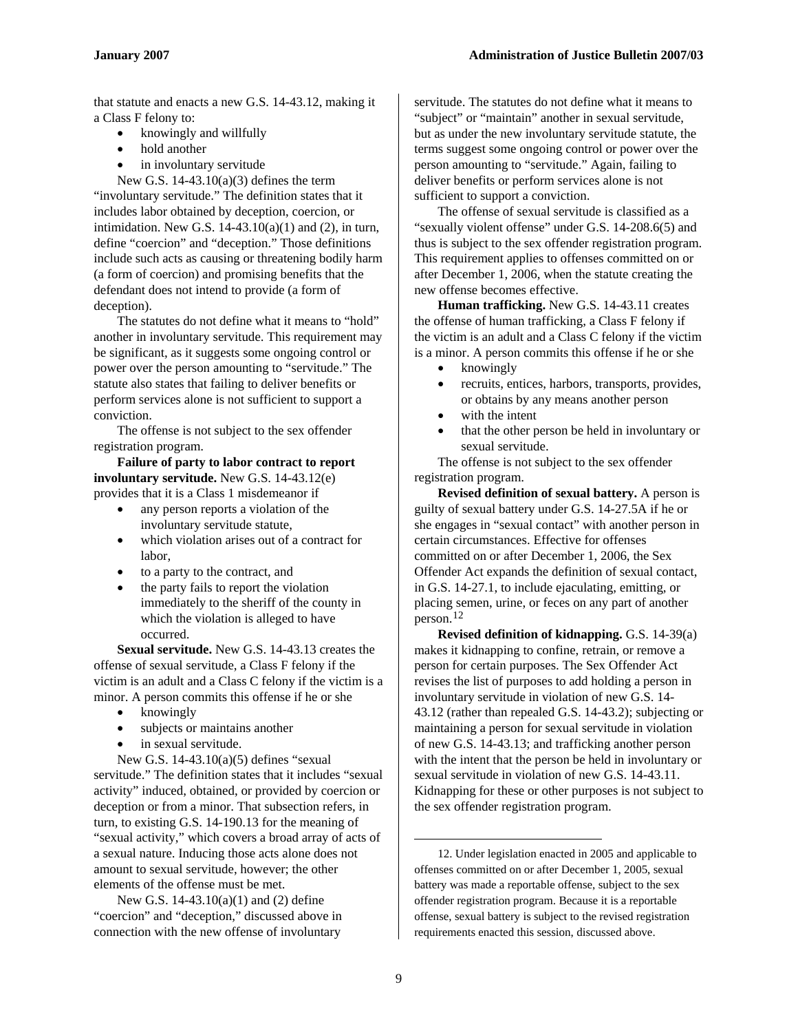that statute and enacts a new G.S. 14-43.12, making it a Class F felony to:

- knowingly and willfully
- hold another
- in involuntary servitude

New G.S. 14-43.10(a)(3) defines the term "involuntary servitude." The definition states that it includes labor obtained by deception, coercion, or intimidation. New G.S. 14-43.10(a)(1) and (2), in turn, define "coercion" and "deception." Those definitions include such acts as causing or threatening bodily harm (a form of coercion) and promising benefits that the defendant does not intend to provide (a form of deception).

The statutes do not define what it means to "hold" another in involuntary servitude. This requirement may be significant, as it suggests some ongoing control or power over the person amounting to "servitude." The statute also states that failing to deliver benefits or perform services alone is not sufficient to support a conviction.

The offense is not subject to the sex offender registration program.

**Failure of party to labor contract to report involuntary servitude.** New G.S. 14-43.12(e) provides that it is a Class 1 misdemeanor if

- any person reports a violation of the involuntary servitude statute,
- which violation arises out of a contract for labor,
- to a party to the contract, and
- the party fails to report the violation immediately to the sheriff of the county in which the violation is alleged to have occurred.

**Sexual servitude.** New G.S. 14-43.13 creates the offense of sexual servitude, a Class F felony if the victim is an adult and a Class C felony if the victim is a minor. A person commits this offense if he or she

- knowingly
- subjects or maintains another
- in sexual servitude.

New G.S. 14-43.10(a)(5) defines "sexual servitude." The definition states that it includes "sexual activity" induced, obtained, or provided by coercion or deception or from a minor. That subsection refers, in turn, to existing G.S. 14-190.13 for the meaning of "sexual activity," which covers a broad array of acts of a sexual nature. Inducing those acts alone does not amount to sexual servitude, however; the other elements of the offense must be met.

New G.S. 14-43.10(a)(1) and (2) define "coercion" and "deception," discussed above in connection with the new offense of involuntary servitude. The statutes do not define what it means to "subject" or "maintain" another in sexual servitude, but as under the new involuntary servitude statute, the terms suggest some ongoing control or power over the person amounting to "servitude." Again, failing to deliver benefits or perform services alone is not sufficient to support a conviction.

The offense of sexual servitude is classified as a "sexually violent offense" under G.S. 14-208.6(5) and thus is subject to the sex offender registration program. This requirement applies to offenses committed on or after December 1, 2006, when the statute creating the new offense becomes effective.

**Human trafficking.** New G.S. 14-43.11 creates the offense of human trafficking, a Class F felony if the victim is an adult and a Class C felony if the victim is a minor. A person commits this offense if he or she

- knowingly
- recruits, entices, harbors, transports, provides, or obtains by any means another person
- with the intent
- that the other person be held in involuntary or sexual servitude.

The offense is not subject to the sex offender registration program.

**Revised definition of sexual battery.** A person is guilty of sexual battery under G.S. 14-27.5A if he or she engages in "sexual contact" with another person in certain circumstances. Effective for offenses committed on or after December 1, 2006, the Sex Offender Act expands the definition of sexual contact, in G.S. 14-27.1, to include ejaculating, emitting, or placing semen, urine, or feces on any part of another person.[12]

**Revised definition of kidnapping.** G.S. 14-39(a) makes it kidnapping to confine, retrain, or remove a person for certain purposes. The Sex Offender Act revises the list of purposes to add holding a person in involuntary servitude in violation of new G.S. 14-43.12 (rather than repealed G.S. 14-43.2); subjecting or maintaining a person for sexual servitude in violation of new G.S. 14-43.13; and trafficking another person with the intent that the person be held in involuntary or sexual servitude in violation of new G.S. 14-43.11. Kidnapping for these or other purposes is not subject to the sex offender registration program.

---

12. Under legislation enacted in 2005 and applicable to offenses committed on or after December 1, 2005, sexual battery was made a reportable offense, subject to the sex offender registration program. Because it is a reportable offense, sexual battery is subject to the revised registration requirements enacted this session, discussed above.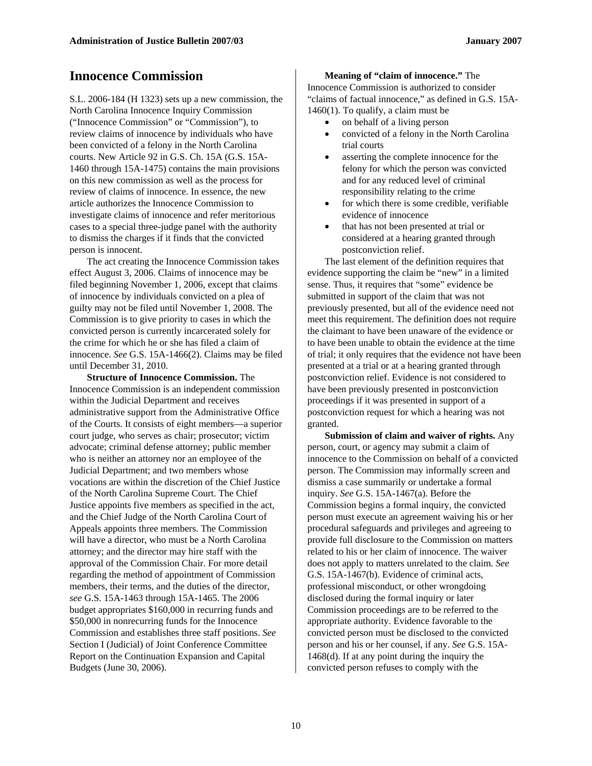## Innocence Commission

S.L. 2006-184 (H 1323) sets up a new commission, the North Carolina Innocence Inquiry Commission ("Innocence Commission" or "Commission"), to review claims of innocence by individuals who have been convicted of a felony in the North Carolina courts. New Article 92 in G.S. Ch. 15A (G.S. 15A-1460 through 15A-1475) contains the main provisions on this new commission as well as the process for review of claims of innocence. In essence, the new article authorizes the Innocence Commission to investigate claims of innocence and refer meritorious cases to a special three-judge panel with the authority to dismiss the charges if it finds that the convicted person is innocent.

The act creating the Innocence Commission takes effect August 3, 2006. Claims of innocence may be filed beginning November 1, 2006, except that claims of innocence by individuals convicted on a plea of guilty may not be filed until November 1, 2008. The Commission is to give priority to cases in which the convicted person is currently incarcerated solely for the crime for which he or she has filed a claim of innocence. *See* G.S. 15A-1466(2). Claims may be filed until December 31, 2010.

**Structure of Innocence Commission.** The Innocence Commission is an independent commission within the Judicial Department and receives administrative support from the Administrative Office of the Courts. It consists of eight members—a superior court judge, who serves as chair; prosecutor; victim advocate; criminal defense attorney; public member who is neither an attorney nor an employee of the Judicial Department; and two members whose vocations are within the discretion of the Chief Justice of the North Carolina Supreme Court. The Chief Justice appoints five members as specified in the act, and the Chief Judge of the North Carolina Court of Appeals appoints three members. The Commission will have a director, who must be a North Carolina attorney; and the director may hire staff with the approval of the Commission Chair. For more detail regarding the method of appointment of Commission members, their terms, and the duties of the director, *see* G.S. 15A-1463 through 15A-1465. The 2006 budget appropriates $160,000 in recurring funds and $50,000 in nonrecurring funds for the Innocence Commission and establishes three staff positions. *See* Section I (Judicial) of Joint Conference Committee Report on the Continuation Expansion and Capital Budgets (June 30, 2006).

**Meaning of "claim of innocence."** The Innocence Commission is authorized to consider "claims of factual innocence," as defined in G.S. 15A-1460(1). To qualify, a claim must be

- on behalf of a living person
- convicted of a felony in the North Carolina trial courts
- asserting the complete innocence for the felony for which the person was convicted and for any reduced level of criminal responsibility relating to the crime
- for which there is some credible, verifiable evidence of innocence
- that has not been presented at trial or considered at a hearing granted through postconviction relief.

The last element of the definition requires that evidence supporting the claim be "new" in a limited sense. Thus, it requires that "some" evidence be submitted in support of the claim that was not previously presented, but all of the evidence need not meet this requirement. The definition does not require the claimant to have been unaware of the evidence or to have been unable to obtain the evidence at the time of trial; it only requires that the evidence not have been presented at a trial or at a hearing granted through postconviction relief. Evidence is not considered to have been previously presented in postconviction proceedings if it was presented in support of a postconviction request for which a hearing was not granted.

**Submission of claim and waiver of rights.** Any person, court, or agency may submit a claim of innocence to the Commission on behalf of a convicted person. The Commission may informally screen and dismiss a case summarily or undertake a formal inquiry. *See* G.S. 15A-1467(a). Before the Commission begins a formal inquiry, the convicted person must execute an agreement waiving his or her procedural safeguards and privileges and agreeing to provide full disclosure to the Commission on matters related to his or her claim of innocence. The waiver does not apply to matters unrelated to the claim. *See* G.S. 15A-1467(b). Evidence of criminal acts, professional misconduct, or other wrongdoing disclosed during the formal inquiry or later Commission proceedings are to be referred to the appropriate authority. Evidence favorable to the convicted person must be disclosed to the convicted person and his or her counsel, if any. *See* G.S. 15A-1468(d). If at any point during the inquiry the convicted person refuses to comply with the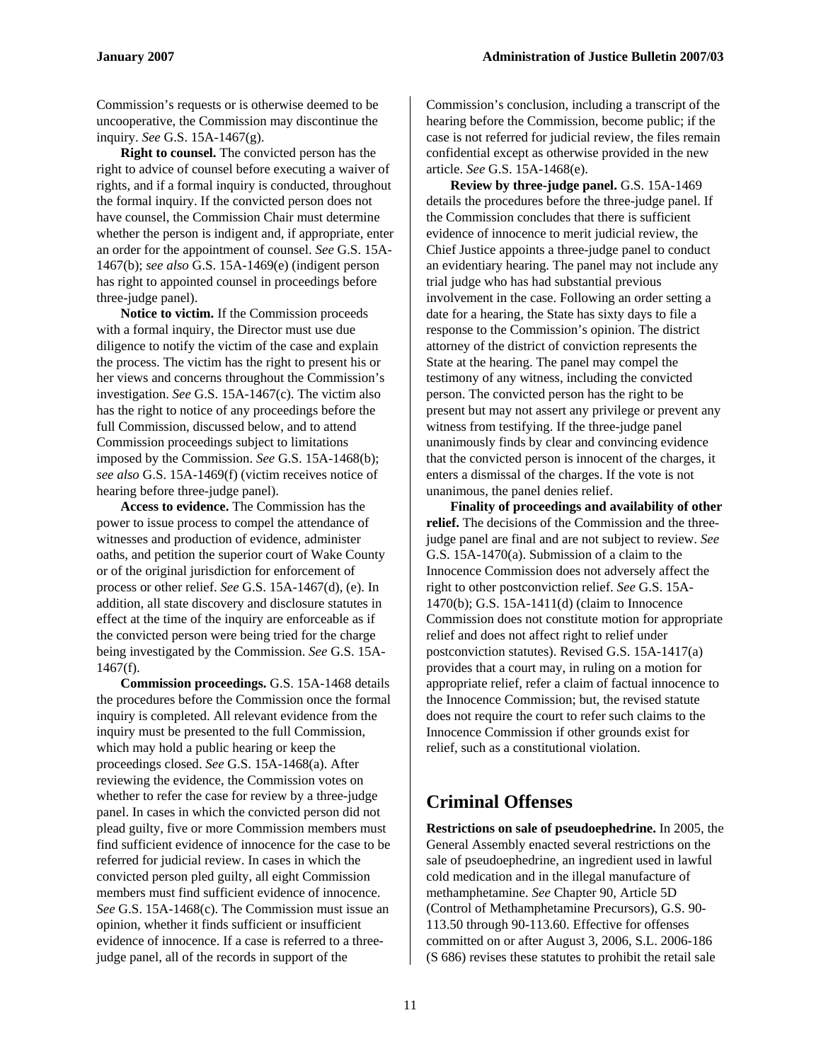Commission's requests or is otherwise deemed to be uncooperative, the Commission may discontinue the inquiry. *See* G.S. 15A-1467(g).

**Right to counsel.** The convicted person has the right to advice of counsel before executing a waiver of rights, and if a formal inquiry is conducted, throughout the formal inquiry. If the convicted person does not have counsel, the Commission Chair must determine whether the person is indigent and, if appropriate, enter an order for the appointment of counsel. *See* G.S. 15A-1467(b); *see also* G.S. 15A-1469(e) (indigent person has right to appointed counsel in proceedings before three-judge panel).

**Notice to victim.** If the Commission proceeds with a formal inquiry, the Director must use due diligence to notify the victim of the case and explain the process. The victim has the right to present his or her views and concerns throughout the Commission's investigation. *See* G.S. 15A-1467(c). The victim also has the right to notice of any proceedings before the full Commission, discussed below, and to attend Commission proceedings subject to limitations imposed by the Commission. *See* G.S. 15A-1468(b); *see also* G.S. 15A-1469(f) (victim receives notice of hearing before three-judge panel).

**Access to evidence.** The Commission has the power to issue process to compel the attendance of witnesses and production of evidence, administer oaths, and petition the superior court of Wake County or of the original jurisdiction for enforcement of process or other relief. *See* G.S. 15A-1467(d), (e). In addition, all state discovery and disclosure statutes in effect at the time of the inquiry are enforceable as if the convicted person were being tried for the charge being investigated by the Commission. *See* G.S. 15A-1467(f).

**Commission proceedings.** G.S. 15A-1468 details the procedures before the Commission once the formal inquiry is completed. All relevant evidence from the inquiry must be presented to the full Commission, which may hold a public hearing or keep the proceedings closed. *See* G.S. 15A-1468(a). After reviewing the evidence, the Commission votes on whether to refer the case for review by a three-judge panel. In cases in which the convicted person did not plead guilty, five or more Commission members must find sufficient evidence of innocence for the case to be referred for judicial review. In cases in which the convicted person pled guilty, all eight Commission members must find sufficient evidence of innocence. *See* G.S. 15A-1468(c). The Commission must issue an opinion, whether it finds sufficient or insufficient evidence of innocence. If a case is referred to a three-judge panel, all of the records in support of the Commission's conclusion, including a transcript of the hearing before the Commission, become public; if the case is not referred for judicial review, the files remain confidential except as otherwise provided in the new article. *See* G.S. 15A-1468(e).

**Review by three-judge panel.** G.S. 15A-1469 details the procedures before the three-judge panel. If the Commission concludes that there is sufficient evidence of innocence to merit judicial review, the Chief Justice appoints a three-judge panel to conduct an evidentiary hearing. The panel may not include any trial judge who has had substantial previous involvement in the case. Following an order setting a date for a hearing, the State has sixty days to file a response to the Commission's opinion. The district attorney of the district of conviction represents the State at the hearing. The panel may compel the testimony of any witness, including the convicted person. The convicted person has the right to be present but may not assert any privilege or prevent any witness from testifying. If the three-judge panel unanimously finds by clear and convincing evidence that the convicted person is innocent of the charges, it enters a dismissal of the charges. If the vote is not unanimous, the panel denies relief.

**Finality of proceedings and availability of other relief.** The decisions of the Commission and the three-judge panel are final and are not subject to review. *See* G.S. 15A-1470(a). Submission of a claim to the Innocence Commission does not adversely affect the right to other postconviction relief. *See* G.S. 15A-1470(b); G.S. 15A-1411(d) (claim to Innocence Commission does not constitute motion for appropriate relief and does not affect right to relief under postconviction statutes). Revised G.S. 15A-1417(a) provides that a court may, in ruling on a motion for appropriate relief, refer a claim of factual innocence to the Innocence Commission; but, the revised statute does not require the court to refer such claims to the Innocence Commission if other grounds exist for relief, such as a constitutional violation.

## Criminal Offenses

**Restrictions on sale of pseudoephedrine.** In 2005, the General Assembly enacted several restrictions on the sale of pseudoephedrine, an ingredient used in lawful cold medication and in the illegal manufacture of methamphetamine. *See* Chapter 90, Article 5D (Control of Methamphetamine Precursors), G.S. 90-113.50 through 90-113.60. Effective for offenses committed on or after August 3, 2006, S.L. 2006-186 (S 686) revises these statutes to prohibit the retail sale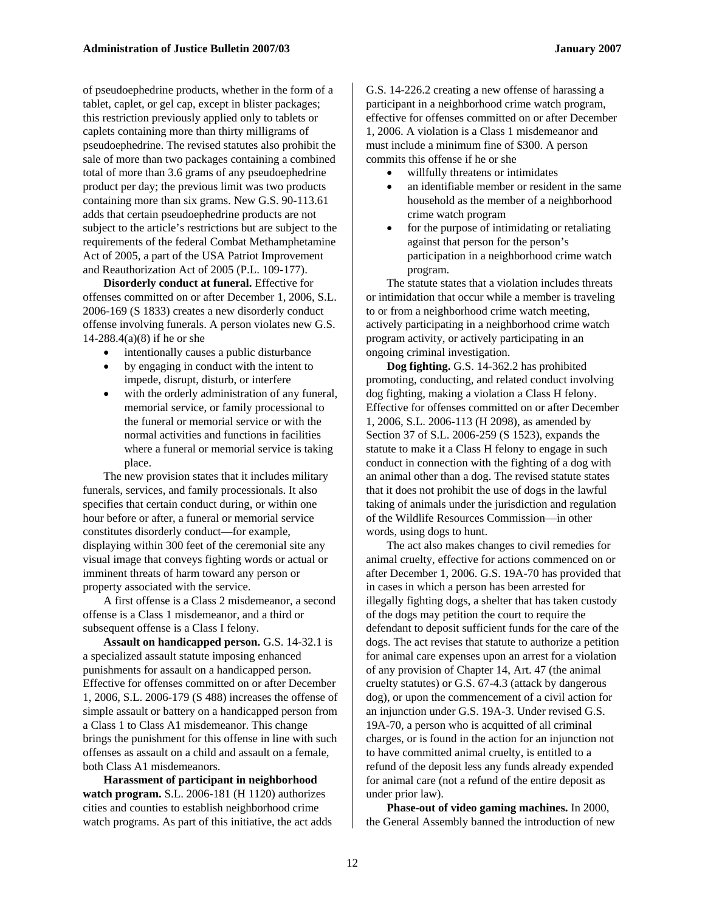of pseudoephedrine products, whether in the form of a tablet, caplet, or gel cap, except in blister packages; this restriction previously applied only to tablets or caplets containing more than thirty milligrams of pseudoephedrine. The revised statutes also prohibit the sale of more than two packages containing a combined total of more than 3.6 grams of any pseudoephedrine product per day; the previous limit was two products containing more than six grams. New G.S. 90-113.61 adds that certain pseudoephedrine products are not subject to the article's restrictions but are subject to the requirements of the federal Combat Methamphetamine Act of 2005, a part of the USA Patriot Improvement and Reauthorization Act of 2005 (P.L. 109-177).

**Disorderly conduct at funeral.** Effective for offenses committed on or after December 1, 2006, S.L. 2006-169 (S 1833) creates a new disorderly conduct offense involving funerals. A person violates new G.S. 14-288.4(a)(8) if he or she

- intentionally causes a public disturbance
- by engaging in conduct with the intent to impede, disrupt, disturb, or interfere
- with the orderly administration of any funeral, memorial service, or family processional to the funeral or memorial service or with the normal activities and functions in facilities where a funeral or memorial service is taking place.

The new provision states that it includes military funerals, services, and family processionals. It also specifies that certain conduct during, or within one hour before or after, a funeral or memorial service constitutes disorderly conduct—for example, displaying within 300 feet of the ceremonial site any visual image that conveys fighting words or actual or imminent threats of harm toward any person or property associated with the service.

A first offense is a Class 2 misdemeanor, a second offense is a Class 1 misdemeanor, and a third or subsequent offense is a Class I felony.

**Assault on handicapped person.** G.S. 14-32.1 is a specialized assault statute imposing enhanced punishments for assault on a handicapped person. Effective for offenses committed on or after December 1, 2006, S.L. 2006-179 (S 488) increases the offense of simple assault or battery on a handicapped person from a Class 1 to Class A1 misdemeanor. This change brings the punishment for this offense in line with such offenses as assault on a child and assault on a female, both Class A1 misdemeanors.

**Harassment of participant in neighborhood watch program.** S.L. 2006-181 (H 1120) authorizes cities and counties to establish neighborhood crime watch programs. As part of this initiative, the act adds G.S. 14-226.2 creating a new offense of harassing a participant in a neighborhood crime watch program, effective for offenses committed on or after December 1, 2006. A violation is a Class 1 misdemeanor and must include a minimum fine of $300. A person commits this offense if he or she

- willfully threatens or intimidates
- an identifiable member or resident in the same household as the member of a neighborhood crime watch program
- for the purpose of intimidating or retaliating against that person for the person's participation in a neighborhood crime watch program.

The statute states that a violation includes threats or intimidation that occur while a member is traveling to or from a neighborhood crime watch meeting, actively participating in a neighborhood crime watch program activity, or actively participating in an ongoing criminal investigation.

**Dog fighting.** G.S. 14-362.2 has prohibited promoting, conducting, and related conduct involving dog fighting, making a violation a Class H felony. Effective for offenses committed on or after December 1, 2006, S.L. 2006-113 (H 2098), as amended by Section 37 of S.L. 2006-259 (S 1523), expands the statute to make it a Class H felony to engage in such conduct in connection with the fighting of a dog with an animal other than a dog. The revised statute states that it does not prohibit the use of dogs in the lawful taking of animals under the jurisdiction and regulation of the Wildlife Resources Commission—in other words, using dogs to hunt.

The act also makes changes to civil remedies for animal cruelty, effective for actions commenced on or after December 1, 2006. G.S. 19A-70 has provided that in cases in which a person has been arrested for illegally fighting dogs, a shelter that has taken custody of the dogs may petition the court to require the defendant to deposit sufficient funds for the care of the dogs. The act revises that statute to authorize a petition for animal care expenses upon an arrest for a violation of any provision of Chapter 14, Art. 47 (the animal cruelty statutes) or G.S. 67-4.3 (attack by dangerous dog), or upon the commencement of a civil action for an injunction under G.S. 19A-3. Under revised G.S. 19A-70, a person who is acquitted of all criminal charges, or is found in the action for an injunction not to have committed animal cruelty, is entitled to a refund of the deposit less any funds already expended for animal care (not a refund of the entire deposit as under prior law).

**Phase-out of video gaming machines.** In 2000, the General Assembly banned the introduction of new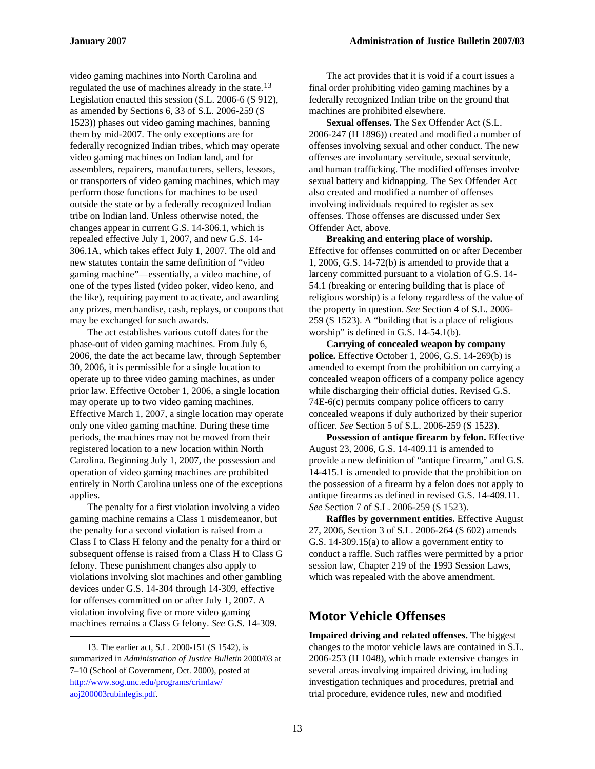video gaming machines into North Carolina and regulated the use of machines already in the state.[13] Legislation enacted this session (S.L. 2006-6 (S 912), as amended by Sections 6, 33 of S.L. 2006-259 (S 1523)) phases out video gaming machines, banning them by mid-2007. The only exceptions are for federally recognized Indian tribes, which may operate video gaming machines on Indian land, and for assemblers, repairers, manufacturers, sellers, lessors, or transporters of video gaming machines, which may perform those functions for machines to be used outside the state or by a federally recognized Indian tribe on Indian land. Unless otherwise noted, the changes appear in current G.S. 14-306.1, which is repealed effective July 1, 2007, and new G.S. 14-306.1A, which takes effect July 1, 2007. The old and new statutes contain the same definition of "video gaming machine"—essentially, a video machine, of one of the types listed (video poker, video keno, and the like), requiring payment to activate, and awarding any prizes, merchandise, cash, replays, or coupons that may be exchanged for such awards.

The act establishes various cutoff dates for the phase-out of video gaming machines. From July 6, 2006, the date the act became law, through September 30, 2006, it is permissible for a single location to operate up to three video gaming machines, as under prior law. Effective October 1, 2006, a single location may operate up to two video gaming machines. Effective March 1, 2007, a single location may operate only one video gaming machine. During these time periods, the machines may not be moved from their registered location to a new location within North Carolina. Beginning July 1, 2007, the possession and operation of video gaming machines are prohibited entirely in North Carolina unless one of the exceptions applies.

The penalty for a first violation involving a video gaming machine remains a Class 1 misdemeanor, but the penalty for a second violation is raised from a Class I to Class H felony and the penalty for a third or subsequent offense is raised from a Class H to Class G felony. These punishment changes also apply to violations involving slot machines and other gambling devices under G.S. 14-304 through 14-309, effective for offenses committed on or after July 1, 2007. A violation involving five or more video gaming machines remains a Class G felony. *See* G.S. 14-309.

The act provides that it is void if a court issues a final order prohibiting video gaming machines by a federally recognized Indian tribe on the ground that machines are prohibited elsewhere.

**Sexual offenses.** The Sex Offender Act (S.L. 2006-247 (H 1896)) created and modified a number of offenses involving sexual and other conduct. The new offenses are involuntary servitude, sexual servitude, and human trafficking. The modified offenses involve sexual battery and kidnapping. The Sex Offender Act also created and modified a number of offenses involving individuals required to register as sex offenders. Those offenses are discussed under Sex Offender Act, above.

**Breaking and entering place of worship.** Effective for offenses committed on or after December 1, 2006, G.S. 14-72(b) is amended to provide that a larceny committed pursuant to a violation of G.S. 14-54.1 (breaking or entering building that is place of religious worship) is a felony regardless of the value of the property in question. *See* Section 4 of S.L. 2006-259 (S 1523). A "building that is a place of religious worship" is defined in G.S. 14-54.1(b).

**Carrying of concealed weapon by company police.** Effective October 1, 2006, G.S. 14-269(b) is amended to exempt from the prohibition on carrying a concealed weapon officers of a company police agency while discharging their official duties. Revised G.S. 74E-6(c) permits company police officers to carry concealed weapons if duly authorized by their superior officer. *See* Section 5 of S.L. 2006-259 (S 1523).

**Possession of antique firearm by felon.** Effective August 23, 2006, G.S. 14-409.11 is amended to provide a new definition of "antique firearm," and G.S. 14-415.1 is amended to provide that the prohibition on the possession of a firearm by a felon does not apply to antique firearms as defined in revised G.S. 14-409.11. *See* Section 7 of S.L. 2006-259 (S 1523).

**Raffles by government entities.** Effective August 27, 2006, Section 3 of S.L. 2006-264 (S 602) amends G.S. 14-309.15(a) to allow a government entity to conduct a raffle. Such raffles were permitted by a prior session law, Chapter 219 of the 1993 Session Laws, which was repealed with the above amendment.

## Motor Vehicle Offenses

**Impaired driving and related offenses.** The biggest changes to the motor vehicle laws are contained in S.L. 2006-253 (H 1048), which made extensive changes in several areas involving impaired driving, including investigation techniques and procedures, pretrial and trial procedure, evidence rules, new and modified

---

13. The earlier act, S.L. 2000-151 (S 1542), is summarized in *Administration of Justice Bulletin* 2000/03 at 7–10 (School of Government, Oct. 2000), posted at http://www.sog.unc.edu/programs/crimlaw/aoj200003rubinlegis.pdf.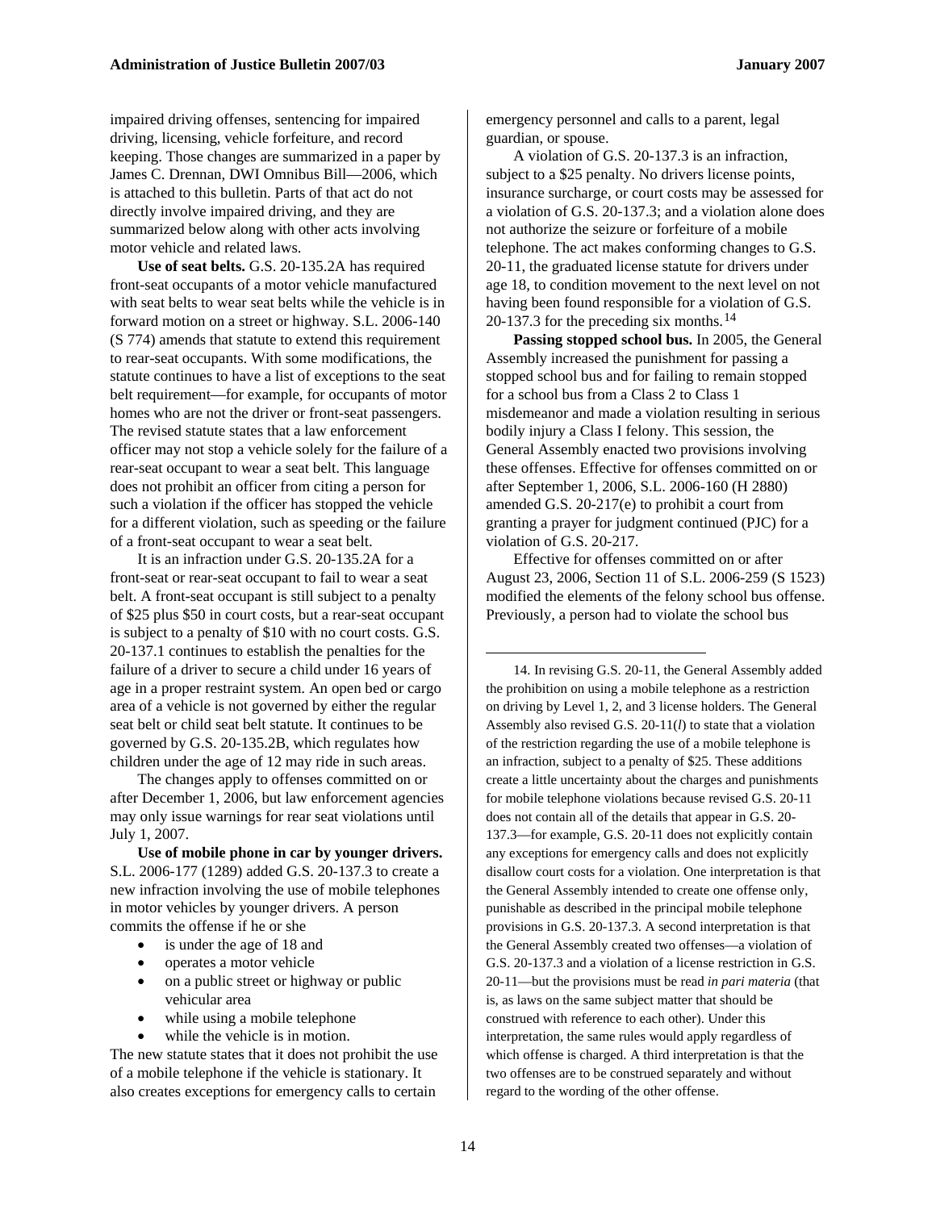impaired driving offenses, sentencing for impaired driving, licensing, vehicle forfeiture, and record keeping. Those changes are summarized in a paper by James C. Drennan, DWI Omnibus Bill—2006, which is attached to this bulletin. Parts of that act do not directly involve impaired driving, and they are summarized below along with other acts involving motor vehicle and related laws.

**Use of seat belts.** G.S. 20-135.2A has required front-seat occupants of a motor vehicle manufactured with seat belts to wear seat belts while the vehicle is in forward motion on a street or highway. S.L. 2006-140 (S 774) amends that statute to extend this requirement to rear-seat occupants. With some modifications, the statute continues to have a list of exceptions to the seat belt requirement—for example, for occupants of motor homes who are not the driver or front-seat passengers. The revised statute states that a law enforcement officer may not stop a vehicle solely for the failure of a rear-seat occupant to wear a seat belt. This language does not prohibit an officer from citing a person for such a violation if the officer has stopped the vehicle for a different violation, such as speeding or the failure of a front-seat occupant to wear a seat belt.

It is an infraction under G.S. 20-135.2A for a front-seat or rear-seat occupant to fail to wear a seat belt. A front-seat occupant is still subject to a penalty of $25 plus $50 in court costs, but a rear-seat occupant is subject to a penalty of $10 with no court costs. G.S. 20-137.1 continues to establish the penalties for the failure of a driver to secure a child under 16 years of age in a proper restraint system. An open bed or cargo area of a vehicle is not governed by either the regular seat belt or child seat belt statute. It continues to be governed by G.S. 20-135.2B, which regulates how children under the age of 12 may ride in such areas.

The changes apply to offenses committed on or after December 1, 2006, but law enforcement agencies may only issue warnings for rear seat violations until July 1, 2007.

**Use of mobile phone in car by younger drivers.** S.L. 2006-177 (1289) added G.S. 20-137.3 to create a new infraction involving the use of mobile telephones in motor vehicles by younger drivers. A person commits the offense if he or she

- is under the age of 18 and
- operates a motor vehicle
- on a public street or highway or public vehicular area
- while using a mobile telephone
- while the vehicle is in motion.

The new statute states that it does not prohibit the use of a mobile telephone if the vehicle is stationary. It also creates exceptions for emergency calls to certain emergency personnel and calls to a parent, legal guardian, or spouse.

A violation of G.S. 20-137.3 is an infraction, subject to a $25 penalty. No drivers license points, insurance surcharge, or court costs may be assessed for a violation of G.S. 20-137.3; and a violation alone does not authorize the seizure or forfeiture of a mobile telephone. The act makes conforming changes to G.S. 20-11, the graduated license statute for drivers under age 18, to condition movement to the next level on not having been found responsible for a violation of G.S. 20-137.3 for the preceding six months.[14]

**Passing stopped school bus.** In 2005, the General Assembly increased the punishment for passing a stopped school bus and for failing to remain stopped for a school bus from a Class 2 to Class 1 misdemeanor and made a violation resulting in serious bodily injury a Class I felony. This session, the General Assembly enacted two provisions involving these offenses. Effective for offenses committed on or after September 1, 2006, S.L. 2006-160 (H 2880) amended G.S. 20-217(e) to prohibit a court from granting a prayer for judgment continued (PJC) for a violation of G.S. 20-217.

Effective for offenses committed on or after August 23, 2006, Section 11 of S.L. 2006-259 (S 1523) modified the elements of the felony school bus offense. Previously, a person had to violate the school bus

---

14. In revising G.S. 20-11, the General Assembly added the prohibition on using a mobile telephone as a restriction on driving by Level 1, 2, and 3 license holders. The General Assembly also revised G.S. 20-11(*l*) to state that a violation of the restriction regarding the use of a mobile telephone is an infraction, subject to a penalty of $25. These additions create a little uncertainty about the charges and punishments for mobile telephone violations because revised G.S. 20-11 does not contain all of the details that appear in G.S. 20-137.3—for example, G.S. 20-11 does not explicitly contain any exceptions for emergency calls and does not explicitly disallow court costs for a violation. One interpretation is that the General Assembly intended to create one offense only, punishable as described in the principal mobile telephone provisions in G.S. 20-137.3. A second interpretation is that the General Assembly created two offenses—a violation of G.S. 20-137.3 and a violation of a license restriction in G.S. 20-11—but the provisions must be read *in pari materia* (that is, as laws on the same subject matter that should be construed with reference to each other). Under this interpretation, the same rules would apply regardless of which offense is charged. A third interpretation is that the two offenses are to be construed separately and without regard to the wording of the other offense.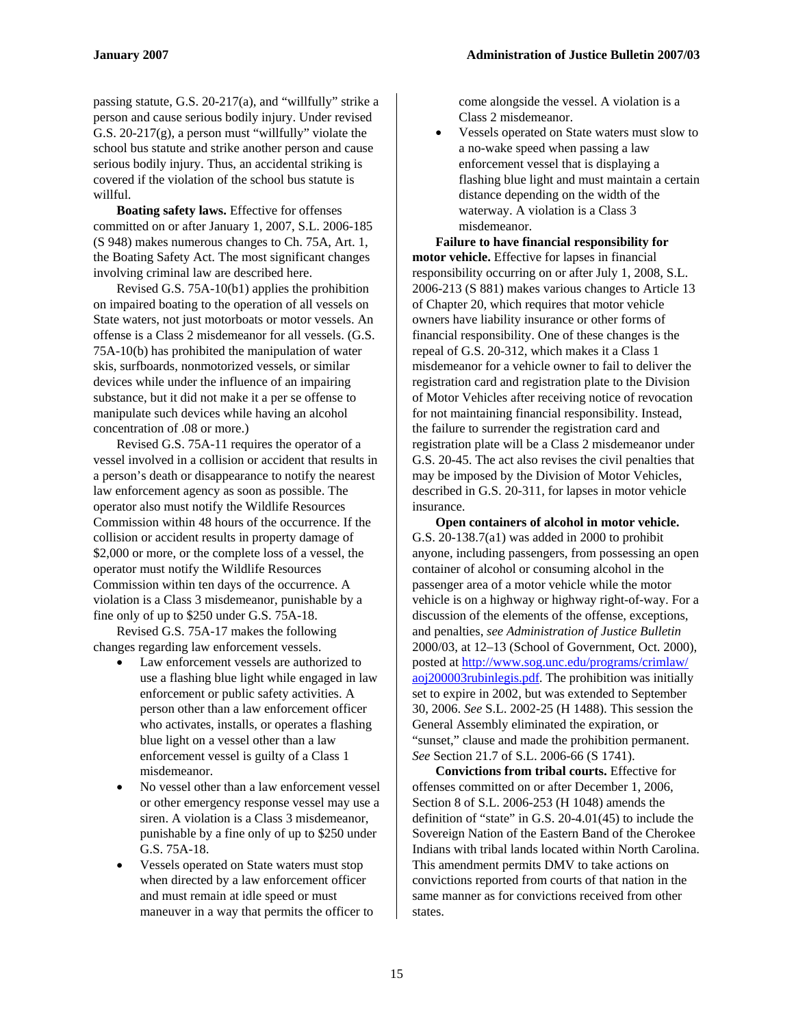passing statute, G.S. 20-217(a), and "willfully" strike a person and cause serious bodily injury. Under revised G.S. 20-217(g), a person must "willfully" violate the school bus statute and strike another person and cause serious bodily injury. Thus, an accidental striking is covered if the violation of the school bus statute is willful.

**Boating safety laws.** Effective for offenses committed on or after January 1, 2007, S.L. 2006-185 (S 948) makes numerous changes to Ch. 75A, Art. 1, the Boating Safety Act. The most significant changes involving criminal law are described here.

Revised G.S. 75A-10(b1) applies the prohibition on impaired boating to the operation of all vessels on State waters, not just motorboats or motor vessels. An offense is a Class 2 misdemeanor for all vessels. (G.S. 75A-10(b) has prohibited the manipulation of water skis, surfboards, nonmotorized vessels, or similar devices while under the influence of an impairing substance, but it did not make it a per se offense to manipulate such devices while having an alcohol concentration of .08 or more.)

Revised G.S. 75A-11 requires the operator of a vessel involved in a collision or accident that results in a person's death or disappearance to notify the nearest law enforcement agency as soon as possible. The operator also must notify the Wildlife Resources Commission within 48 hours of the occurrence. If the collision or accident results in property damage of $2,000 or more, or the complete loss of a vessel, the operator must notify the Wildlife Resources Commission within ten days of the occurrence. A violation is a Class 3 misdemeanor, punishable by a fine only of up to $250 under G.S. 75A-18.

Revised G.S. 75A-17 makes the following changes regarding law enforcement vessels.

- Law enforcement vessels are authorized to use a flashing blue light while engaged in law enforcement or public safety activities. A person other than a law enforcement officer who activates, installs, or operates a flashing blue light on a vessel other than a law enforcement vessel is guilty of a Class 1 misdemeanor.
- No vessel other than a law enforcement vessel or other emergency response vessel may use a siren. A violation is a Class 3 misdemeanor, punishable by a fine only of up to $250 under G.S. 75A-18.
- Vessels operated on State waters must stop when directed by a law enforcement officer and must remain at idle speed or must maneuver in a way that permits the officer to come alongside the vessel. A violation is a Class 2 misdemeanor.
- Vessels operated on State waters must slow to a no-wake speed when passing a law enforcement vessel that is displaying a flashing blue light and must maintain a certain distance depending on the width of the waterway. A violation is a Class 3 misdemeanor.

**Failure to have financial responsibility for motor vehicle.** Effective for lapses in financial responsibility occurring on or after July 1, 2008, S.L. 2006-213 (S 881) makes various changes to Article 13 of Chapter 20, which requires that motor vehicle owners have liability insurance or other forms of financial responsibility. One of these changes is the repeal of G.S. 20-312, which makes it a Class 1 misdemeanor for a vehicle owner to fail to deliver the registration card and registration plate to the Division of Motor Vehicles after receiving notice of revocation for not maintaining financial responsibility. Instead, the failure to surrender the registration card and registration plate will be a Class 2 misdemeanor under G.S. 20-45. The act also revises the civil penalties that may be imposed by the Division of Motor Vehicles, described in G.S. 20-311, for lapses in motor vehicle insurance.

**Open containers of alcohol in motor vehicle.** G.S. 20-138.7(a1) was added in 2000 to prohibit anyone, including passengers, from possessing an open container of alcohol or consuming alcohol in the passenger area of a motor vehicle while the motor vehicle is on a highway or highway right-of-way. For a discussion of the elements of the offense, exceptions, and penalties, *see Administration of Justice Bulletin* 2000/03, at 12–13 (School of Government, Oct. 2000), posted at http://www.sog.unc.edu/programs/crimlaw/aoj200003rubinlegis.pdf. The prohibition was initially set to expire in 2002, but was extended to September 30, 2006. *See* S.L. 2002-25 (H 1488). This session the General Assembly eliminated the expiration, or "sunset," clause and made the prohibition permanent. *See* Section 21.7 of S.L. 2006-66 (S 1741).

**Convictions from tribal courts.** Effective for offenses committed on or after December 1, 2006, Section 8 of S.L. 2006-253 (H 1048) amends the definition of "state" in G.S. 20-4.01(45) to include the Sovereign Nation of the Eastern Band of the Cherokee Indians with tribal lands located within North Carolina. This amendment permits DMV to take actions on convictions reported from courts of that nation in the same manner as for convictions received from other states.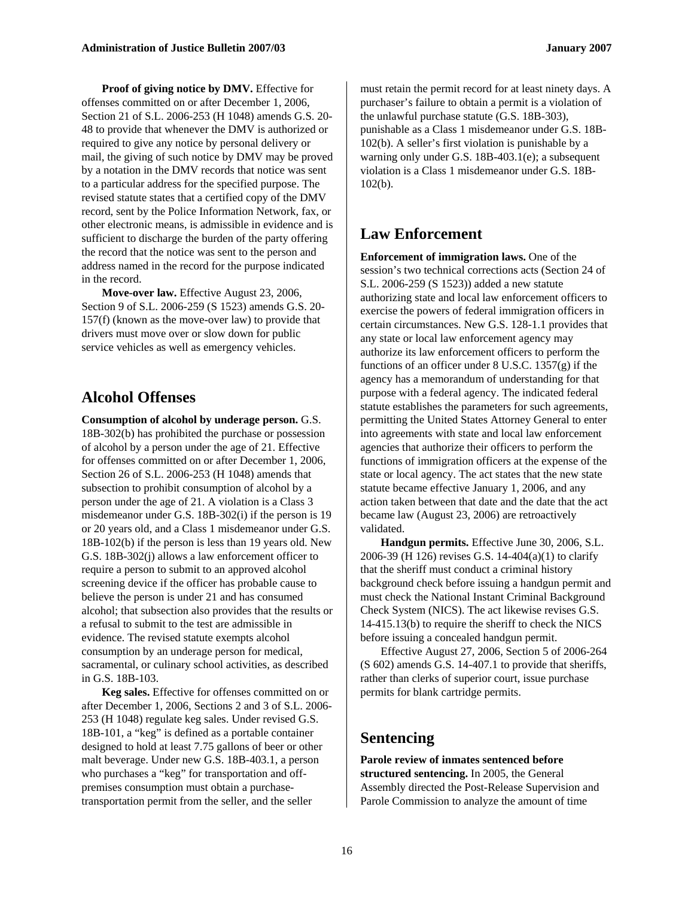**Proof of giving notice by DMV.** Effective for offenses committed on or after December 1, 2006, Section 21 of S.L. 2006-253 (H 1048) amends G.S. 20-48 to provide that whenever the DMV is authorized or required to give any notice by personal delivery or mail, the giving of such notice by DMV may be proved by a notation in the DMV records that notice was sent to a particular address for the specified purpose. The revised statute states that a certified copy of the DMV record, sent by the Police Information Network, fax, or other electronic means, is admissible in evidence and is sufficient to discharge the burden of the party offering the record that the notice was sent to the person and address named in the record for the purpose indicated in the record.

**Move-over law.** Effective August 23, 2006, Section 9 of S.L. 2006-259 (S 1523) amends G.S. 20-157(f) (known as the move-over law) to provide that drivers must move over or slow down for public service vehicles as well as emergency vehicles.

## Alcohol Offenses

**Consumption of alcohol by underage person.** G.S. 18B-302(b) has prohibited the purchase or possession of alcohol by a person under the age of 21. Effective for offenses committed on or after December 1, 2006, Section 26 of S.L. 2006-253 (H 1048) amends that subsection to prohibit consumption of alcohol by a person under the age of 21. A violation is a Class 3 misdemeanor under G.S. 18B-302(i) if the person is 19 or 20 years old, and a Class 1 misdemeanor under G.S. 18B-102(b) if the person is less than 19 years old. New G.S. 18B-302(j) allows a law enforcement officer to require a person to submit to an approved alcohol screening device if the officer has probable cause to believe the person is under 21 and has consumed alcohol; that subsection also provides that the results or a refusal to submit to the test are admissible in evidence. The revised statute exempts alcohol consumption by an underage person for medical, sacramental, or culinary school activities, as described in G.S. 18B-103.

**Keg sales.** Effective for offenses committed on or after December 1, 2006, Sections 2 and 3 of S.L. 2006-253 (H 1048) regulate keg sales. Under revised G.S. 18B-101, a "keg" is defined as a portable container designed to hold at least 7.75 gallons of beer or other malt beverage. Under new G.S. 18B-403.1, a person who purchases a "keg" for transportation and off-premises consumption must obtain a purchase-transportation permit from the seller, and the seller must retain the permit record for at least ninety days. A purchaser's failure to obtain a permit is a violation of the unlawful purchase statute (G.S. 18B-303), punishable as a Class 1 misdemeanor under G.S. 18B-102(b). A seller's first violation is punishable by a warning only under G.S. 18B-403.1(e); a subsequent violation is a Class 1 misdemeanor under G.S. 18B-102(b).

## Law Enforcement

**Enforcement of immigration laws.** One of the session's two technical corrections acts (Section 24 of S.L. 2006-259 (S 1523)) added a new statute authorizing state and local law enforcement officers to exercise the powers of federal immigration officers in certain circumstances. New G.S. 128-1.1 provides that any state or local law enforcement agency may authorize its law enforcement officers to perform the functions of an officer under 8 U.S.C. 1357(g) if the agency has a memorandum of understanding for that purpose with a federal agency. The indicated federal statute establishes the parameters for such agreements, permitting the United States Attorney General to enter into agreements with state and local law enforcement agencies that authorize their officers to perform the functions of immigration officers at the expense of the state or local agency. The act states that the new state statute became effective January 1, 2006, and any action taken between that date and the date that the act became law (August 23, 2006) are retroactively validated.

**Handgun permits.** Effective June 30, 2006, S.L. 2006-39 (H 126) revises G.S. 14-404(a)(1) to clarify that the sheriff must conduct a criminal history background check before issuing a handgun permit and must check the National Instant Criminal Background Check System (NICS). The act likewise revises G.S. 14-415.13(b) to require the sheriff to check the NICS before issuing a concealed handgun permit.

Effective August 27, 2006, Section 5 of 2006-264 (S 602) amends G.S. 14-407.1 to provide that sheriffs, rather than clerks of superior court, issue purchase permits for blank cartridge permits.

## Sentencing

**Parole review of inmates sentenced before structured sentencing.** In 2005, the General Assembly directed the Post-Release Supervision and Parole Commission to analyze the amount of time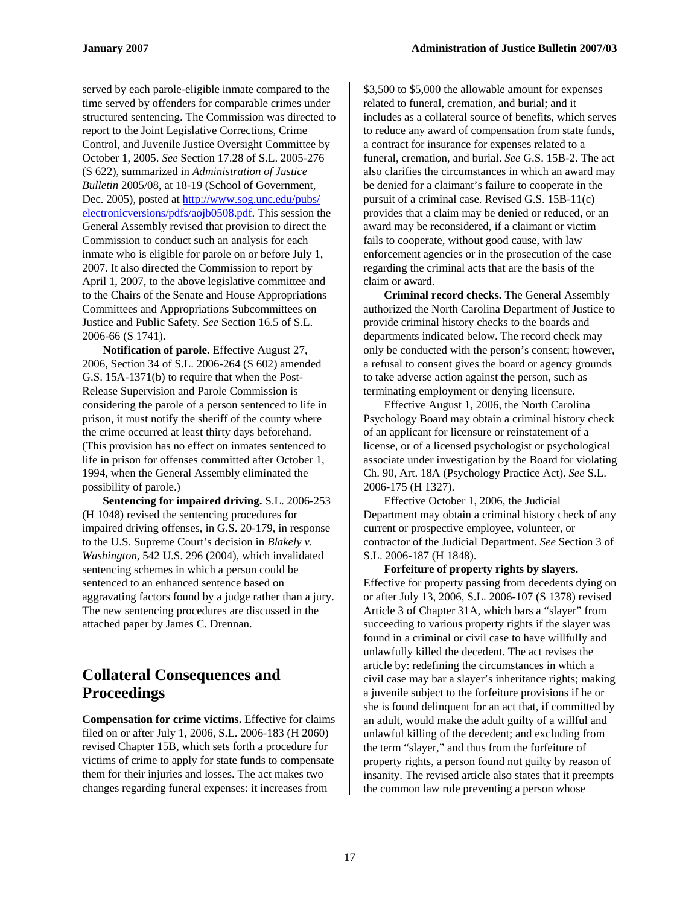served by each parole-eligible inmate compared to the time served by offenders for comparable crimes under structured sentencing. The Commission was directed to report to the Joint Legislative Corrections, Crime Control, and Juvenile Justice Oversight Committee by October 1, 2005. *See* Section 17.28 of S.L. 2005-276 (S 622), summarized in *Administration of Justice Bulletin* 2005/08, at 18-19 (School of Government, Dec. 2005), posted at http://www.sog.unc.edu/pubs/electronicversions/pdfs/aojb0508.pdf. This session the General Assembly revised that provision to direct the Commission to conduct such an analysis for each inmate who is eligible for parole on or before July 1, 2007. It also directed the Commission to report by April 1, 2007, to the above legislative committee and to the Chairs of the Senate and House Appropriations Committees and Appropriations Subcommittees on Justice and Public Safety. *See* Section 16.5 of S.L. 2006-66 (S 1741).

**Notification of parole.** Effective August 27, 2006, Section 34 of S.L. 2006-264 (S 602) amended G.S. 15A-1371(b) to require that when the Post-Release Supervision and Parole Commission is considering the parole of a person sentenced to life in prison, it must notify the sheriff of the county where the crime occurred at least thirty days beforehand. (This provision has no effect on inmates sentenced to life in prison for offenses committed after October 1, 1994, when the General Assembly eliminated the possibility of parole.)

**Sentencing for impaired driving.** S.L. 2006-253 (H 1048) revised the sentencing procedures for impaired driving offenses, in G.S. 20-179, in response to the U.S. Supreme Court's decision in *Blakely v. Washington*, 542 U.S. 296 (2004), which invalidated sentencing schemes in which a person could be sentenced to an enhanced sentence based on aggravating factors found by a judge rather than a jury. The new sentencing procedures are discussed in the attached paper by James C. Drennan.

## Collateral Consequences and Proceedings

**Compensation for crime victims.** Effective for claims filed on or after July 1, 2006, S.L. 2006-183 (H 2060) revised Chapter 15B, which sets forth a procedure for victims of crime to apply for state funds to compensate them for their injuries and losses. The act makes two changes regarding funeral expenses: it increases from $3,500 to $5,000 the allowable amount for expenses related to funeral, cremation, and burial; and it includes as a collateral source of benefits, which serves to reduce any award of compensation from state funds, a contract for insurance for expenses related to a funeral, cremation, and burial. *See* G.S. 15B-2. The act also clarifies the circumstances in which an award may be denied for a claimant's failure to cooperate in the pursuit of a criminal case. Revised G.S. 15B-11(c) provides that a claim may be denied or reduced, or an award may be reconsidered, if a claimant or victim fails to cooperate, without good cause, with law enforcement agencies or in the prosecution of the case regarding the criminal acts that are the basis of the claim or award.

**Criminal record checks.** The General Assembly authorized the North Carolina Department of Justice to provide criminal history checks to the boards and departments indicated below. The record check may only be conducted with the person's consent; however, a refusal to consent gives the board or agency grounds to take adverse action against the person, such as terminating employment or denying licensure.

Effective August 1, 2006, the North Carolina Psychology Board may obtain a criminal history check of an applicant for licensure or reinstatement of a license, or of a licensed psychologist or psychological associate under investigation by the Board for violating Ch. 90, Art. 18A (Psychology Practice Act). *See* S.L. 2006-175 (H 1327).

Effective October 1, 2006, the Judicial Department may obtain a criminal history check of any current or prospective employee, volunteer, or contractor of the Judicial Department. *See* Section 3 of S.L. 2006-187 (H 1848).

**Forfeiture of property rights by slayers.** Effective for property passing from decedents dying on or after July 13, 2006, S.L. 2006-107 (S 1378) revised Article 3 of Chapter 31A, which bars a "slayer" from succeeding to various property rights if the slayer was found in a criminal or civil case to have willfully and unlawfully killed the decedent. The act revises the article by: redefining the circumstances in which a civil case may bar a slayer's inheritance rights; making a juvenile subject to the forfeiture provisions if he or she is found delinquent for an act that, if committed by an adult, would make the adult guilty of a willful and unlawful killing of the decedent; and excluding from the term "slayer," and thus from the forfeiture of property rights, a person found not guilty by reason of insanity. The revised article also states that it preempts the common law rule preventing a person whose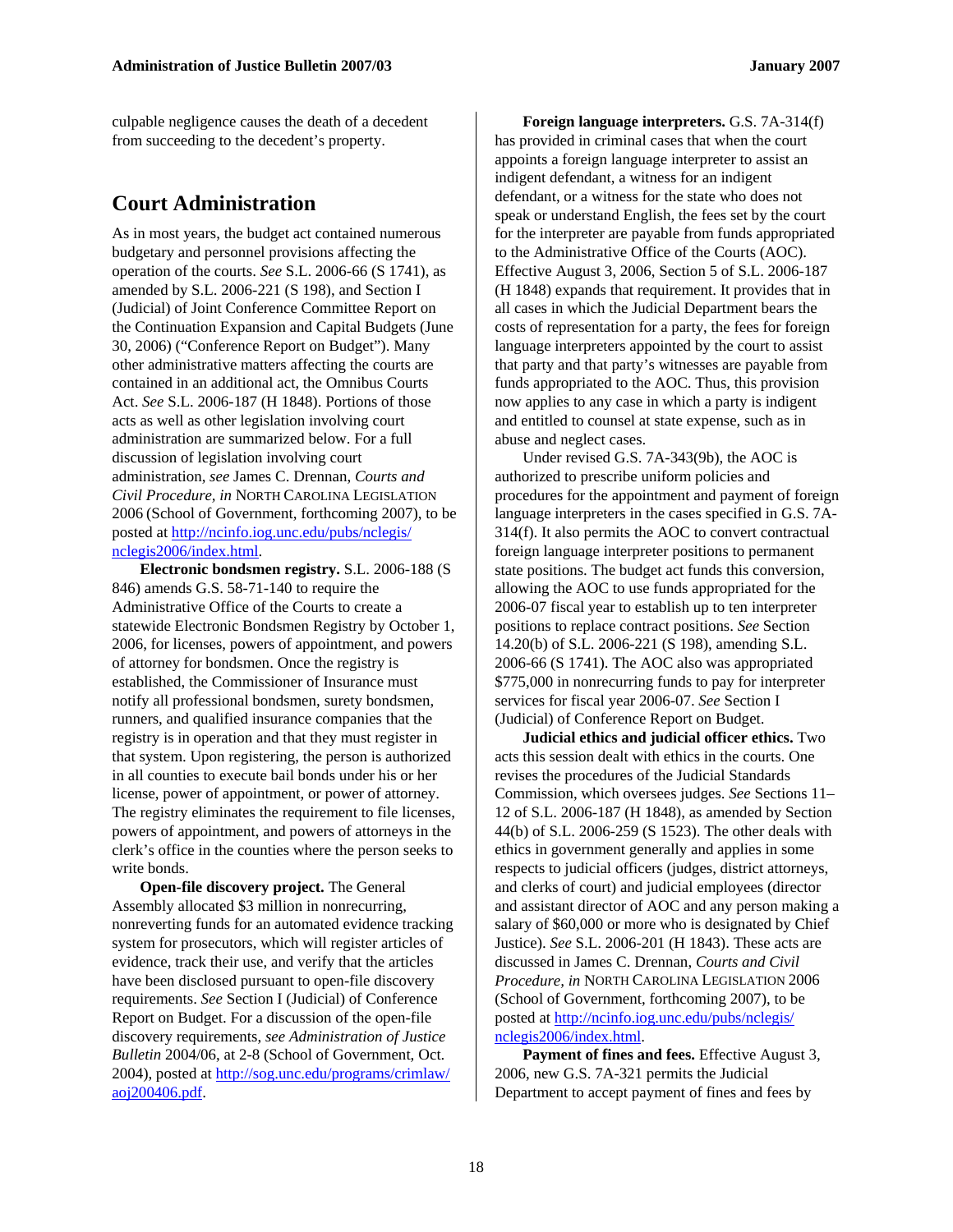culpable negligence causes the death of a decedent from succeeding to the decedent's property.

## Court Administration

As in most years, the budget act contained numerous budgetary and personnel provisions affecting the operation of the courts. *See* S.L. 2006-66 (S 1741), as amended by S.L. 2006-221 (S 198), and Section I (Judicial) of Joint Conference Committee Report on the Continuation Expansion and Capital Budgets (June 30, 2006) ("Conference Report on Budget"). Many other administrative matters affecting the courts are contained in an additional act, the Omnibus Courts Act. *See* S.L. 2006-187 (H 1848). Portions of those acts as well as other legislation involving court administration are summarized below. For a full discussion of legislation involving court administration, *see* James C. Drennan, *Courts and Civil Procedure*, *in* NORTH CAROLINA LEGISLATION 2006 (School of Government, forthcoming 2007), to be posted at http://ncinfo.iog.unc.edu/pubs/nclegis/nclegis2006/index.html.

**Electronic bondsmen registry.** S.L. 2006-188 (S 846) amends G.S. 58-71-140 to require the Administrative Office of the Courts to create a statewide Electronic Bondsmen Registry by October 1, 2006, for licenses, powers of appointment, and powers of attorney for bondsmen. Once the registry is established, the Commissioner of Insurance must notify all professional bondsmen, surety bondsmen, runners, and qualified insurance companies that the registry is in operation and that they must register in that system. Upon registering, the person is authorized in all counties to execute bail bonds under his or her license, power of appointment, or power of attorney. The registry eliminates the requirement to file licenses, powers of appointment, and powers of attorneys in the clerk's office in the counties where the person seeks to write bonds.

**Open-file discovery project.** The General Assembly allocated $3 million in nonrecurring, nonreverting funds for an automated evidence tracking system for prosecutors, which will register articles of evidence, track their use, and verify that the articles have been disclosed pursuant to open-file discovery requirements. *See* Section I (Judicial) of Conference Report on Budget. For a discussion of the open-file discovery requirements, *see Administration of Justice Bulletin* 2004/06, at 2-8 (School of Government, Oct. 2004), posted at http://sog.unc.edu/programs/crimlaw/aoj200406.pdf.

**Foreign language interpreters.** G.S. 7A-314(f) has provided in criminal cases that when the court appoints a foreign language interpreter to assist an indigent defendant, a witness for an indigent defendant, or a witness for the state who does not speak or understand English, the fees set by the court for the interpreter are payable from funds appropriated to the Administrative Office of the Courts (AOC). Effective August 3, 2006, Section 5 of S.L. 2006-187 (H 1848) expands that requirement. It provides that in all cases in which the Judicial Department bears the costs of representation for a party, the fees for foreign language interpreters appointed by the court to assist that party and that party's witnesses are payable from funds appropriated to the AOC. Thus, this provision now applies to any case in which a party is indigent and entitled to counsel at state expense, such as in abuse and neglect cases.

Under revised G.S. 7A-343(9b), the AOC is authorized to prescribe uniform policies and procedures for the appointment and payment of foreign language interpreters in the cases specified in G.S. 7A-314(f). It also permits the AOC to convert contractual foreign language interpreter positions to permanent state positions. The budget act funds this conversion, allowing the AOC to use funds appropriated for the 2006-07 fiscal year to establish up to ten interpreter positions to replace contract positions. *See* Section 14.20(b) of S.L. 2006-221 (S 198), amending S.L. 2006-66 (S 1741). The AOC also was appropriated $775,000 in nonrecurring funds to pay for interpreter services for fiscal year 2006-07. *See* Section I (Judicial) of Conference Report on Budget.

**Judicial ethics and judicial officer ethics.** Two acts this session dealt with ethics in the courts. One revises the procedures of the Judicial Standards Commission, which oversees judges. *See* Sections 11–12 of S.L. 2006-187 (H 1848), as amended by Section 44(b) of S.L. 2006-259 (S 1523). The other deals with ethics in government generally and applies in some respects to judicial officers (judges, district attorneys, and clerks of court) and judicial employees (director and assistant director of AOC and any person making a salary of $60,000 or more who is designated by Chief Justice). *See* S.L. 2006-201 (H 1843). These acts are discussed in James C. Drennan, *Courts and Civil Procedure*, *in* NORTH CAROLINA LEGISLATION 2006 (School of Government, forthcoming 2007), to be posted at http://ncinfo.iog.unc.edu/pubs/nclegis/nclegis2006/index.html.

**Payment of fines and fees.** Effective August 3, 2006, new G.S. 7A-321 permits the Judicial Department to accept payment of fines and fees by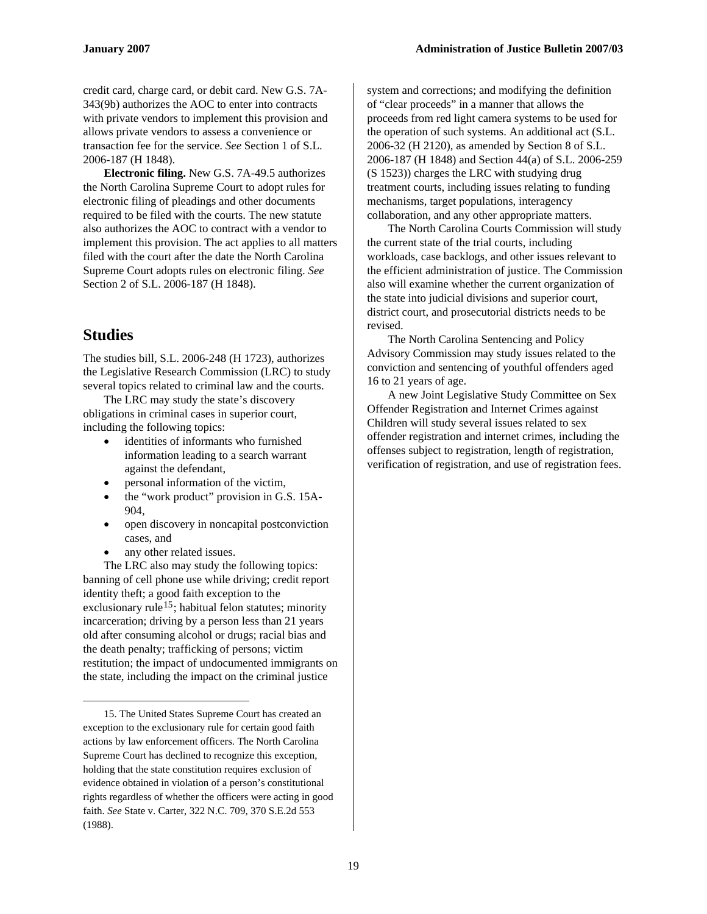credit card, charge card, or debit card. New G.S. 7A-343(9b) authorizes the AOC to enter into contracts with private vendors to implement this provision and allows private vendors to assess a convenience or transaction fee for the service. *See* Section 1 of S.L. 2006-187 (H 1848).

**Electronic filing.** New G.S. 7A-49.5 authorizes the North Carolina Supreme Court to adopt rules for electronic filing of pleadings and other documents required to be filed with the courts. The new statute also authorizes the AOC to contract with a vendor to implement this provision. The act applies to all matters filed with the court after the date the North Carolina Supreme Court adopts rules on electronic filing. *See* Section 2 of S.L. 2006-187 (H 1848).

## Studies

The studies bill, S.L. 2006-248 (H 1723), authorizes the Legislative Research Commission (LRC) to study several topics related to criminal law and the courts.

The LRC may study the state's discovery obligations in criminal cases in superior court, including the following topics:

- identities of informants who furnished information leading to a search warrant against the defendant,
- personal information of the victim,
- the "work product" provision in G.S. 15A-904,
- open discovery in noncapital postconviction cases, and
- any other related issues.

The LRC also may study the following topics: banning of cell phone use while driving; credit report identity theft; a good faith exception to the exclusionary rule[15]; habitual felon statutes; minority incarceration; driving by a person less than 21 years old after consuming alcohol or drugs; racial bias and the death penalty; trafficking of persons; victim restitution; the impact of undocumented immigrants on the state, including the impact on the criminal justice system and corrections; and modifying the definition of "clear proceeds" in a manner that allows the proceeds from red light camera systems to be used for the operation of such systems. An additional act (S.L. 2006-32 (H 2120), as amended by Section 8 of S.L. 2006-187 (H 1848) and Section 44(a) of S.L. 2006-259 (S 1523)) charges the LRC with studying drug treatment courts, including issues relating to funding mechanisms, target populations, interagency collaboration, and any other appropriate matters.

The North Carolina Courts Commission will study the current state of the trial courts, including workloads, case backlogs, and other issues relevant to the efficient administration of justice. The Commission also will examine whether the current organization of the state into judicial divisions and superior court, district court, and prosecutorial districts needs to be revised.

The North Carolina Sentencing and Policy Advisory Commission may study issues related to the conviction and sentencing of youthful offenders aged 16 to 21 years of age.

A new Joint Legislative Study Committee on Sex Offender Registration and Internet Crimes against Children will study several issues related to sex offender registration and internet crimes, including the offenses subject to registration, length of registration, verification of registration, and use of registration fees.

---

15. The United States Supreme Court has created an exception to the exclusionary rule for certain good faith actions by law enforcement officers. The North Carolina Supreme Court has declined to recognize this exception, holding that the state constitution requires exclusion of evidence obtained in violation of a person's constitutional rights regardless of whether the officers were acting in good faith. *See* State v. Carter, 322 N.C. 709, 370 S.E.2d 553 (1988).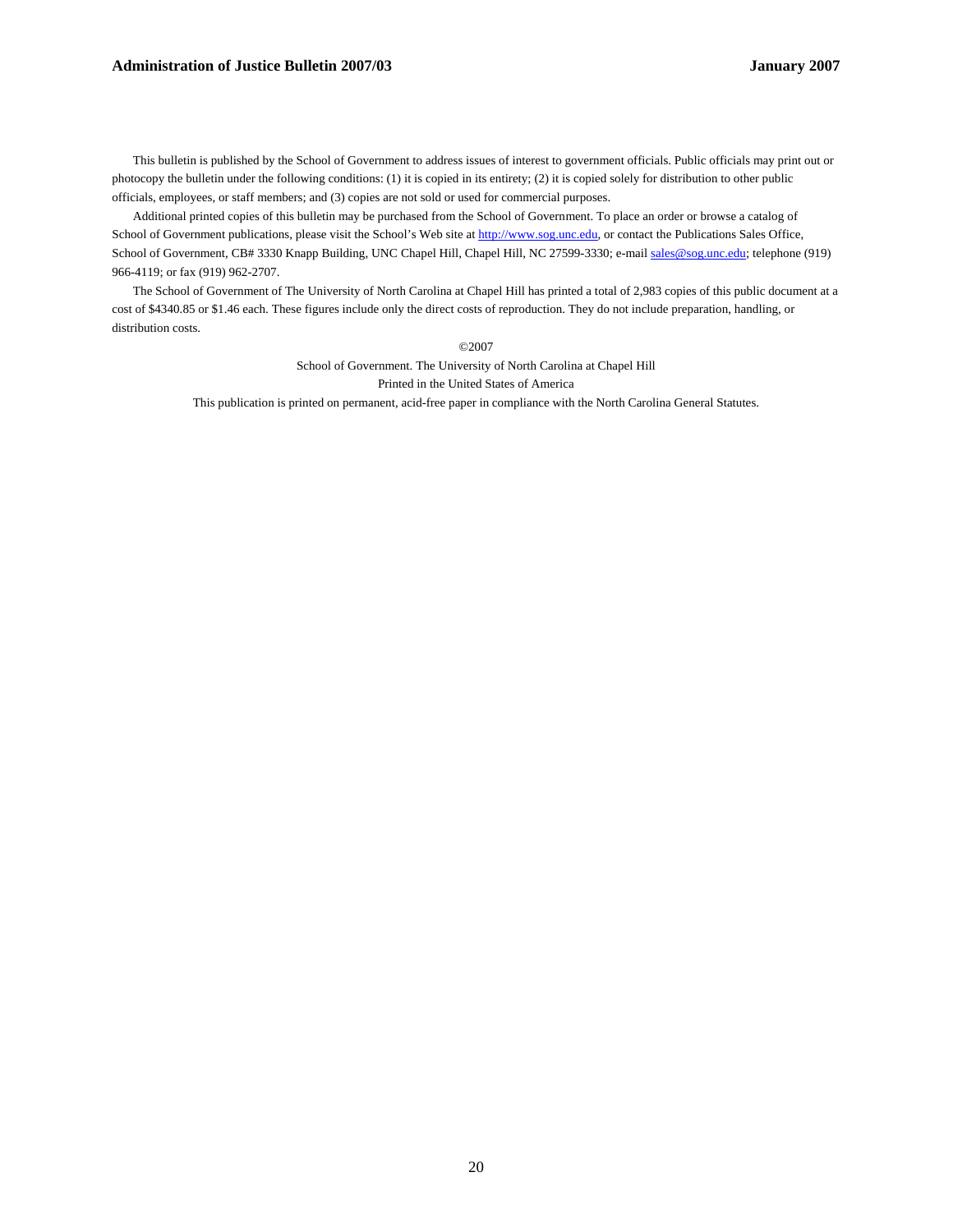This bulletin is published by the School of Government to address issues of interest to government officials. Public officials may print out or photocopy the bulletin under the following conditions: (1) it is copied in its entirety; (2) it is copied solely for distribution to other public officials, employees, or staff members; and (3) copies are not sold or used for commercial purposes.

Additional printed copies of this bulletin may be purchased from the School of Government. To place an order or browse a catalog of School of Government publications, please visit the School's Web site at http://www.sog.unc.edu, or contact the Publications Sales Office, School of Government, CB# 3330 Knapp Building, UNC Chapel Hill, Chapel Hill, NC 27599-3330; e-mail sales@sog.unc.edu; telephone (919) 966-4119; or fax (919) 962-2707.

The School of Government of The University of North Carolina at Chapel Hill has printed a total of 2,983 copies of this public document at a cost of $4340.85 or $1.46 each. These figures include only the direct costs of reproduction. They do not include preparation, handling, or distribution costs.

©2007

School of Government. The University of North Carolina at Chapel Hill

Printed in the United States of America

This publication is printed on permanent, acid-free paper in compliance with the North Carolina General Statutes.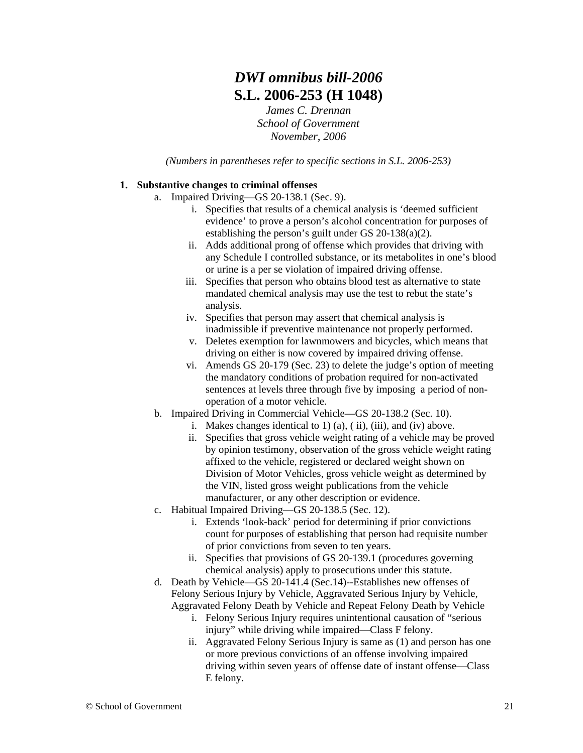# *DWI omnibus bill-2006*
# S.L. 2006-253 (H 1048)

*James C. Drennan*
*School of Government*
*November, 2006*

*(Numbers in parentheses refer to specific sections in S.L. 2006-253)*

1. **Substantive changes to criminal offenses**
   a. Impaired Driving—GS 20-138.1 (Sec. 9).
      i. Specifies that results of a chemical analysis is 'deemed sufficient evidence' to prove a person's alcohol concentration for purposes of establishing the person's guilt under GS 20-138(a)(2).
      ii. Adds additional prong of offense which provides that driving with any Schedule I controlled substance, or its metabolites in one's blood or urine is a per se violation of impaired driving offense.
      iii. Specifies that person who obtains blood test as alternative to state mandated chemical analysis may use the test to rebut the state's analysis.
      iv. Specifies that person may assert that chemical analysis is inadmissible if preventive maintenance not properly performed.
      v. Deletes exemption for lawnmowers and bicycles, which means that driving on either is now covered by impaired driving offense.
      vi. Amends GS 20-179 (Sec. 23) to delete the judge's option of meeting the mandatory conditions of probation required for non-activated sentences at levels three through five by imposing a period of non-operation of a motor vehicle.
   b. Impaired Driving in Commercial Vehicle—GS 20-138.2 (Sec. 10).
      i. Makes changes identical to 1) (a), ( ii), (iii), and (iv) above.
      ii. Specifies that gross vehicle weight rating of a vehicle may be proved by opinion testimony, observation of the gross vehicle weight rating affixed to the vehicle, registered or declared weight shown on Division of Motor Vehicles, gross vehicle weight as determined by the VIN, listed gross weight publications from the vehicle manufacturer, or any other description or evidence.
   c. Habitual Impaired Driving—GS 20-138.5 (Sec. 12).
      i. Extends 'look-back' period for determining if prior convictions count for purposes of establishing that person had requisite number of prior convictions from seven to ten years.
      ii. Specifies that provisions of GS 20-139.1 (procedures governing chemical analysis) apply to prosecutions under this statute.
   d. Death by Vehicle—GS 20-141.4 (Sec.14)--Establishes new offenses of Felony Serious Injury by Vehicle, Aggravated Serious Injury by Vehicle, Aggravated Felony Death by Vehicle and Repeat Felony Death by Vehicle
      i. Felony Serious Injury requires unintentional causation of "serious injury" while driving while impaired—Class F felony.
      ii. Aggravated Felony Serious Injury is same as (1) and person has one or more previous convictions of an offense involving impaired driving within seven years of offense date of instant offense—Class E felony.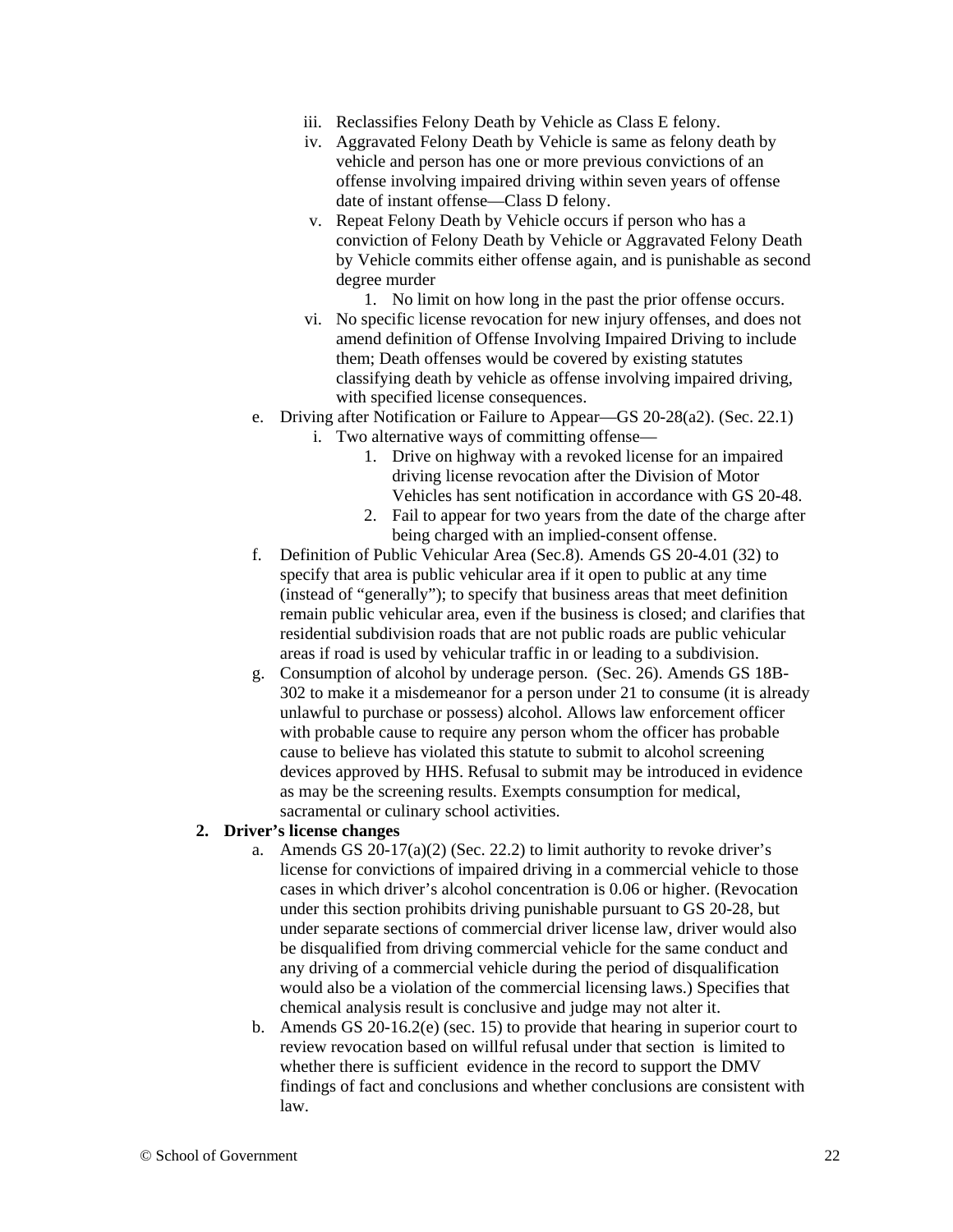iii. Reclassifies Felony Death by Vehicle as Class E felony.
   iv. Aggravated Felony Death by Vehicle is same as felony death by vehicle and person has one or more previous convictions of an offense involving impaired driving within seven years of offense date of instant offense—Class D felony.
   v. Repeat Felony Death by Vehicle occurs if person who has a conviction of Felony Death by Vehicle or Aggravated Felony Death by Vehicle commits either offense again, and is punishable as second degree murder
      1. No limit on how long in the past the prior offense occurs.
   vi. No specific license revocation for new injury offenses, and does not amend definition of Offense Involving Impaired Driving to include them; Death offenses would be covered by existing statutes classifying death by vehicle as offense involving impaired driving, with specified license consequences.

e. Driving after Notification or Failure to Appear—GS 20-28(a2). (Sec. 22.1)
   i. Two alternative ways of committing offense—
      1. Drive on highway with a revoked license for an impaired driving license revocation after the Division of Motor Vehicles has sent notification in accordance with GS 20-48.
      2. Fail to appear for two years from the date of the charge after being charged with an implied-consent offense.

f. Definition of Public Vehicular Area (Sec.8). Amends GS 20-4.01 (32) to specify that area is public vehicular area if it open to public at any time (instead of "generally"); to specify that business areas that meet definition remain public vehicular area, even if the business is closed; and clarifies that residential subdivision roads that are not public roads are public vehicular areas if road is used by vehicular traffic in or leading to a subdivision.

g. Consumption of alcohol by underage person. (Sec. 26). Amends GS 18B-302 to make it a misdemeanor for a person under 21 to consume (it is already unlawful to purchase or possess) alcohol. Allows law enforcement officer with probable cause to require any person whom the officer has probable cause to believe has violated this statute to submit to alcohol screening devices approved by HHS. Refusal to submit may be introduced in evidence as may be the screening results. Exempts consumption for medical, sacramental or culinary school activities.

**2. Driver's license changes**

a. Amends GS 20-17(a)(2) (Sec. 22.2) to limit authority to revoke driver's license for convictions of impaired driving in a commercial vehicle to those cases in which driver's alcohol concentration is 0.06 or higher. (Revocation under this section prohibits driving punishable pursuant to GS 20-28, but under separate sections of commercial driver license law, driver would also be disqualified from driving commercial vehicle for the same conduct and any driving of a commercial vehicle during the period of disqualification would also be a violation of the commercial licensing laws.) Specifies that chemical analysis result is conclusive and judge may not alter it.

b. Amends GS 20-16.2(e) (sec. 15) to provide that hearing in superior court to review revocation based on willful refusal under that section is limited to whether there is sufficient evidence in the record to support the DMV findings of fact and conclusions and whether conclusions are consistent with law.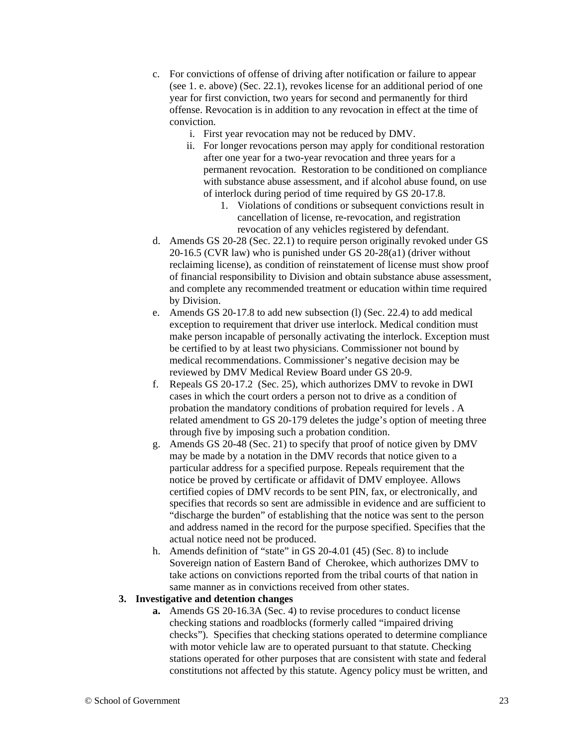c. For convictions of offense of driving after notification or failure to appear (see 1. e. above) (Sec. 22.1), revokes license for an additional period of one year for first conviction, two years for second and permanently for third offense. Revocation is in addition to any revocation in effect at the time of conviction.
    i. First year revocation may not be reduced by DMV.
    ii. For longer revocations person may apply for conditional restoration after one year for a two-year revocation and three years for a permanent revocation. Restoration to be conditioned on compliance with substance abuse assessment, and if alcohol abuse found, on use of interlock during period of time required by GS 20-17.8.
        1. Violations of conditions or subsequent convictions result in cancellation of license, re-revocation, and registration revocation of any vehicles registered by defendant.

d. Amends GS 20-28 (Sec. 22.1) to require person originally revoked under GS 20-16.5 (CVR law) who is punished under GS 20-28(a1) (driver without reclaiming license), as condition of reinstatement of license must show proof of financial responsibility to Division and obtain substance abuse assessment, and complete any recommended treatment or education within time required by Division.

e. Amends GS 20-17.8 to add new subsection (l) (Sec. 22.4) to add medical exception to requirement that driver use interlock. Medical condition must make person incapable of personally activating the interlock. Exception must be certified to by at least two physicians. Commissioner not bound by medical recommendations. Commissioner's negative decision may be reviewed by DMV Medical Review Board under GS 20-9.

f. Repeals GS 20-17.2 (Sec. 25), which authorizes DMV to revoke in DWI cases in which the court orders a person not to drive as a condition of probation the mandatory conditions of probation required for levels . A related amendment to GS 20-179 deletes the judge's option of meeting three through five by imposing such a probation condition.

g. Amends GS 20-48 (Sec. 21) to specify that proof of notice given by DMV may be made by a notation in the DMV records that notice given to a particular address for a specified purpose. Repeals requirement that the notice be proved by certificate or affidavit of DMV employee. Allows certified copies of DMV records to be sent PIN, fax, or electronically, and specifies that records so sent are admissible in evidence and are sufficient to "discharge the burden" of establishing that the notice was sent to the person and address named in the record for the purpose specified. Specifies that the actual notice need not be produced.

h. Amends definition of "state" in GS 20-4.01 (45) (Sec. 8) to include Sovereign nation of Eastern Band of Cherokee, which authorizes DMV to take actions on convictions reported from the tribal courts of that nation in same manner as in convictions received from other states.

**3. Investigative and detention changes**

**a.** Amends GS 20-16.3A (Sec. 4) to revise procedures to conduct license checking stations and roadblocks (formerly called "impaired driving checks"). Specifies that checking stations operated to determine compliance with motor vehicle law are to operated pursuant to that statute. Checking stations operated for other purposes that are consistent with state and federal constitutions not affected by this statute. Agency policy must be written, and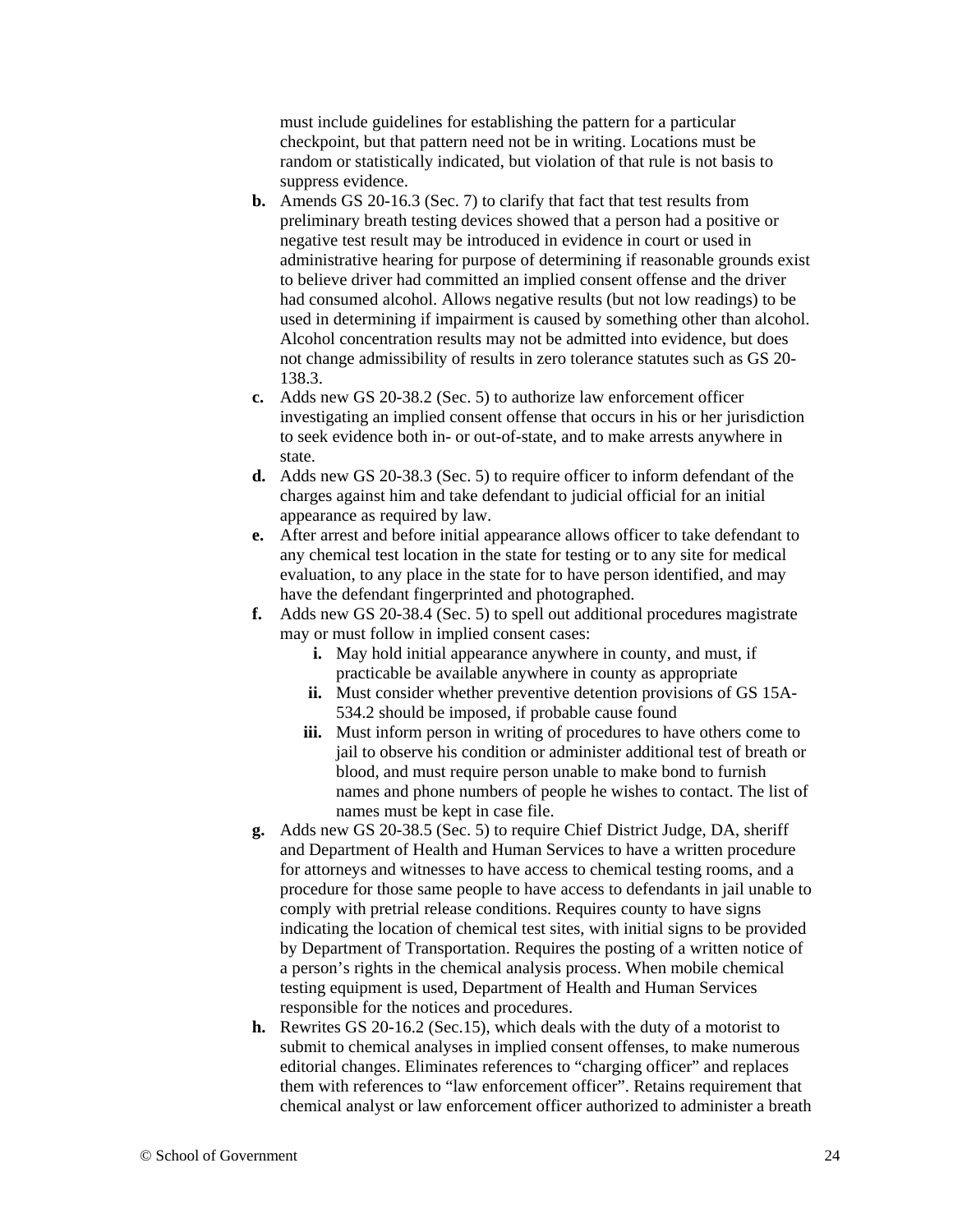must include guidelines for establishing the pattern for a particular checkpoint, but that pattern need not be in writing. Locations must be random or statistically indicated, but violation of that rule is not basis to suppress evidence.

- **b.** Amends GS 20-16.3 (Sec. 7) to clarify that fact that test results from preliminary breath testing devices showed that a person had a positive or negative test result may be introduced in evidence in court or used in administrative hearing for purpose of determining if reasonable grounds exist to believe driver had committed an implied consent offense and the driver had consumed alcohol. Allows negative results (but not low readings) to be used in determining if impairment is caused by something other than alcohol. Alcohol concentration results may not be admitted into evidence, but does not change admissibility of results in zero tolerance statutes such as GS 20-138.3.
- **c.** Adds new GS 20-38.2 (Sec. 5) to authorize law enforcement officer investigating an implied consent offense that occurs in his or her jurisdiction to seek evidence both in- or out-of-state, and to make arrests anywhere in state.
- **d.** Adds new GS 20-38.3 (Sec. 5) to require officer to inform defendant of the charges against him and take defendant to judicial official for an initial appearance as required by law.
- **e.** After arrest and before initial appearance allows officer to take defendant to any chemical test location in the state for testing or to any site for medical evaluation, to any place in the state for to have person identified, and may have the defendant fingerprinted and photographed.
- **f.** Adds new GS 20-38.4 (Sec. 5) to spell out additional procedures magistrate may or must follow in implied consent cases:
  - **i.** May hold initial appearance anywhere in county, and must, if practicable be available anywhere in county as appropriate
  - **ii.** Must consider whether preventive detention provisions of GS 15A-534.2 should be imposed, if probable cause found
  - **iii.** Must inform person in writing of procedures to have others come to jail to observe his condition or administer additional test of breath or blood, and must require person unable to make bond to furnish names and phone numbers of people he wishes to contact. The list of names must be kept in case file.
- **g.** Adds new GS 20-38.5 (Sec. 5) to require Chief District Judge, DA, sheriff and Department of Health and Human Services to have a written procedure for attorneys and witnesses to have access to chemical testing rooms, and a procedure for those same people to have access to defendants in jail unable to comply with pretrial release conditions. Requires county to have signs indicating the location of chemical test sites, with initial signs to be provided by Department of Transportation. Requires the posting of a written notice of a person's rights in the chemical analysis process. When mobile chemical testing equipment is used, Department of Health and Human Services responsible for the notices and procedures.
- **h.** Rewrites GS 20-16.2 (Sec.15), which deals with the duty of a motorist to submit to chemical analyses in implied consent offenses, to make numerous editorial changes. Eliminates references to "charging officer" and replaces them with references to "law enforcement officer". Retains requirement that chemical analyst or law enforcement officer authorized to administer a breath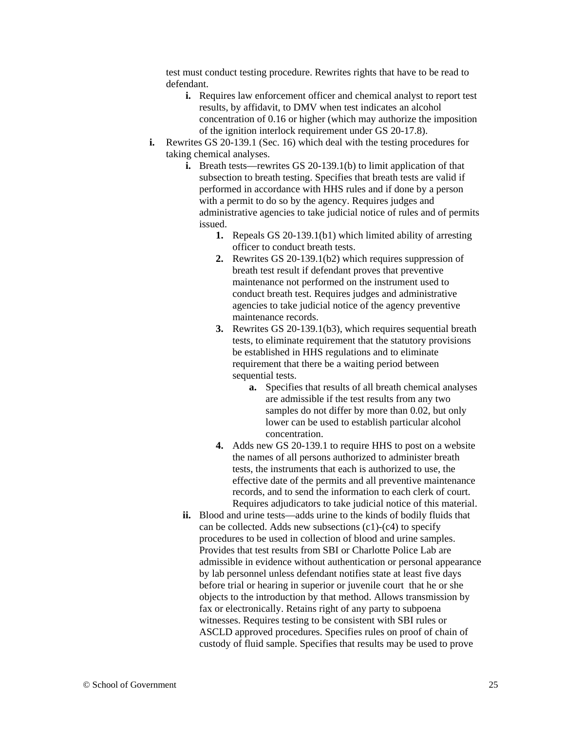test must conduct testing procedure. Rewrites rights that have to be read to defendant.

- **i.** Requires law enforcement officer and chemical analyst to report test results, by affidavit, to DMV when test indicates an alcohol concentration of 0.16 or higher (which may authorize the imposition of the ignition interlock requirement under GS 20-17.8).

**i.** Rewrites GS 20-139.1 (Sec. 16) which deal with the testing procedures for taking chemical analyses.

- **i.** Breath tests—rewrites GS 20-139.1(b) to limit application of that subsection to breath testing. Specifies that breath tests are valid if performed in accordance with HHS rules and if done by a person with a permit to do so by the agency. Requires judges and administrative agencies to take judicial notice of rules and of permits issued.
  - **1.** Repeals GS 20-139.1(b1) which limited ability of arresting officer to conduct breath tests.
  - **2.** Rewrites GS 20-139.1(b2) which requires suppression of breath test result if defendant proves that preventive maintenance not performed on the instrument used to conduct breath test. Requires judges and administrative agencies to take judicial notice of the agency preventive maintenance records.
  - **3.** Rewrites GS 20-139.1(b3), which requires sequential breath tests, to eliminate requirement that the statutory provisions be established in HHS regulations and to eliminate requirement that there be a waiting period between sequential tests.
    - **a.** Specifies that results of all breath chemical analyses are admissible if the test results from any two samples do not differ by more than 0.02, but only lower can be used to establish particular alcohol concentration.
  - **4.** Adds new GS 20-139.1 to require HHS to post on a website the names of all persons authorized to administer breath tests, the instruments that each is authorized to use, the effective date of the permits and all preventive maintenance records, and to send the information to each clerk of court. Requires adjudicators to take judicial notice of this material.
- **ii.** Blood and urine tests—adds urine to the kinds of bodily fluids that can be collected. Adds new subsections (c1)-(c4) to specify procedures to be used in collection of blood and urine samples. Provides that test results from SBI or Charlotte Police Lab are admissible in evidence without authentication or personal appearance by lab personnel unless defendant notifies state at least five days before trial or hearing in superior or juvenile court that he or she objects to the introduction by that method. Allows transmission by fax or electronically. Retains right of any party to subpoena witnesses. Requires testing to be consistent with SBI rules or ASCLD approved procedures. Specifies rules on proof of chain of custody of fluid sample. Specifies that results may be used to prove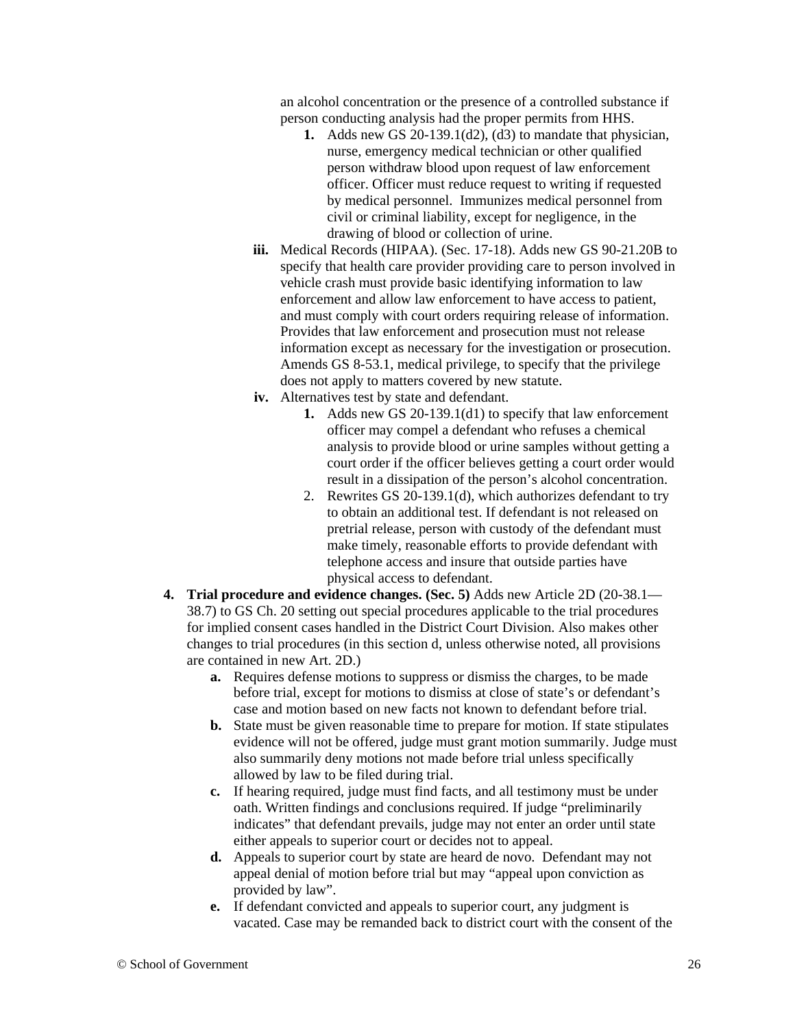an alcohol concentration or the presence of a controlled substance if person conducting analysis had the proper permits from HHS.

1. Adds new GS 20-139.1(d2), (d3) to mandate that physician, nurse, emergency medical technician or other qualified person withdraw blood upon request of law enforcement officer. Officer must reduce request to writing if requested by medical personnel. Immunizes medical personnel from civil or criminal liability, except for negligence, in the drawing of blood or collection of urine.

iii. Medical Records (HIPAA). (Sec. 17-18). Adds new GS 90-21.20B to specify that health care provider providing care to person involved in vehicle crash must provide basic identifying information to law enforcement and allow law enforcement to have access to patient, and must comply with court orders requiring release of information. Provides that law enforcement and prosecution must not release information except as necessary for the investigation or prosecution. Amends GS 8-53.1, medical privilege, to specify that the privilege does not apply to matters covered by new statute.

iv. Alternatives test by state and defendant.

1. Adds new GS 20-139.1(d1) to specify that law enforcement officer may compel a defendant who refuses a chemical analysis to provide blood or urine samples without getting a court order if the officer believes getting a court order would result in a dissipation of the person's alcohol concentration.
2. Rewrites GS 20-139.1(d), which authorizes defendant to try to obtain an additional test. If defendant is not released on pretrial release, person with custody of the defendant must make timely, reasonable efforts to provide defendant with telephone access and insure that outside parties have physical access to defendant.

4. **Trial procedure and evidence changes. (Sec. 5)** Adds new Article 2D (20-38.1—38.7) to GS Ch. 20 setting out special procedures applicable to the trial procedures for implied consent cases handled in the District Court Division. Also makes other changes to trial procedures (in this section d, unless otherwise noted, all provisions are contained in new Art. 2D.)

   a. Requires defense motions to suppress or dismiss the charges, to be made before trial, except for motions to dismiss at close of state's or defendant's case and motion based on new facts not known to defendant before trial.
   b. State must be given reasonable time to prepare for motion. If state stipulates evidence will not be offered, judge must grant motion summarily. Judge must also summarily deny motions not made before trial unless specifically allowed by law to be filed during trial.
   c. If hearing required, judge must find facts, and all testimony must be under oath. Written findings and conclusions required. If judge "preliminarily indicates" that defendant prevails, judge may not enter an order until state either appeals to superior court or decides not to appeal.
   d. Appeals to superior court by state are heard de novo. Defendant may not appeal denial of motion before trial but may "appeal upon conviction as provided by law".
   e. If defendant convicted and appeals to superior court, any judgment is vacated. Case may be remanded back to district court with the consent of the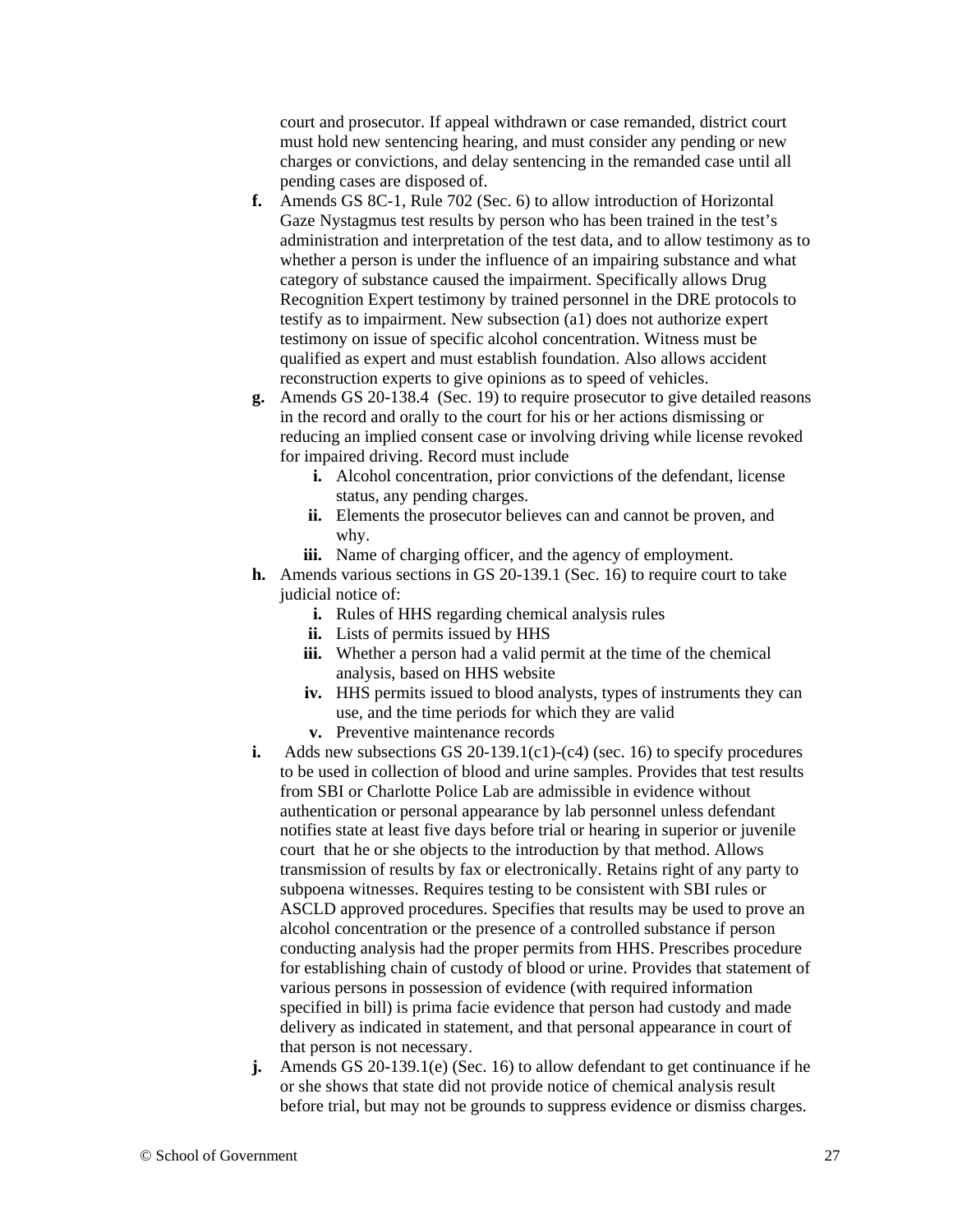court and prosecutor. If appeal withdrawn or case remanded, district court must hold new sentencing hearing, and must consider any pending or new charges or convictions, and delay sentencing in the remanded case until all pending cases are disposed of.

**f.** Amends GS 8C-1, Rule 702 (Sec. 6) to allow introduction of Horizontal Gaze Nystagmus test results by person who has been trained in the test's administration and interpretation of the test data, and to allow testimony as to whether a person is under the influence of an impairing substance and what category of substance caused the impairment. Specifically allows Drug Recognition Expert testimony by trained personnel in the DRE protocols to testify as to impairment. New subsection (a1) does not authorize expert testimony on issue of specific alcohol concentration. Witness must be qualified as expert and must establish foundation. Also allows accident reconstruction experts to give opinions as to speed of vehicles.

**g.** Amends GS 20-138.4 (Sec. 19) to require prosecutor to give detailed reasons in the record and orally to the court for his or her actions dismissing or reducing an implied consent case or involving driving while license revoked for impaired driving. Record must include

- **i.** Alcohol concentration, prior convictions of the defendant, license status, any pending charges.
- **ii.** Elements the prosecutor believes can and cannot be proven, and why.
- **iii.** Name of charging officer, and the agency of employment.

**h.** Amends various sections in GS 20-139.1 (Sec. 16) to require court to take judicial notice of:

- **i.** Rules of HHS regarding chemical analysis rules
- **ii.** Lists of permits issued by HHS
- **iii.** Whether a person had a valid permit at the time of the chemical analysis, based on HHS website
- **iv.** HHS permits issued to blood analysts, types of instruments they can use, and the time periods for which they are valid
- **v.** Preventive maintenance records

**i.** Adds new subsections GS 20-139.1(c1)-(c4) (sec. 16) to specify procedures to be used in collection of blood and urine samples. Provides that test results from SBI or Charlotte Police Lab are admissible in evidence without authentication or personal appearance by lab personnel unless defendant notifies state at least five days before trial or hearing in superior or juvenile court that he or she objects to the introduction by that method. Allows transmission of results by fax or electronically. Retains right of any party to subpoena witnesses. Requires testing to be consistent with SBI rules or ASCLD approved procedures. Specifies that results may be used to prove an alcohol concentration or the presence of a controlled substance if person conducting analysis had the proper permits from HHS. Prescribes procedure for establishing chain of custody of blood or urine. Provides that statement of various persons in possession of evidence (with required information specified in bill) is prima facie evidence that person had custody and made delivery as indicated in statement, and that personal appearance in court of that person is not necessary.

**j.** Amends GS 20-139.1(e) (Sec. 16) to allow defendant to get continuance if he or she shows that state did not provide notice of chemical analysis result before trial, but may not be grounds to suppress evidence or dismiss charges.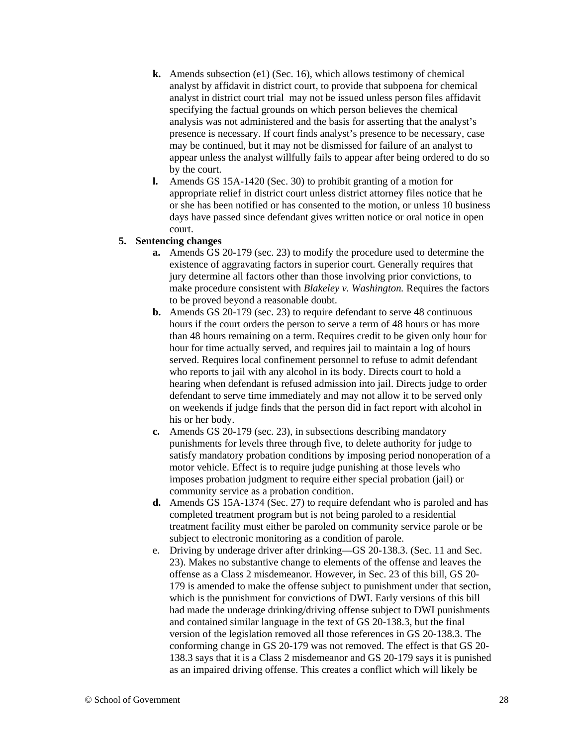- **k.** Amends subsection (e1) (Sec. 16), which allows testimony of chemical analyst by affidavit in district court, to provide that subpoena for chemical analyst in district court trial may not be issued unless person files affidavit specifying the factual grounds on which person believes the chemical analysis was not administered and the basis for asserting that the analyst's presence is necessary. If court finds analyst's presence to be necessary, case may be continued, but it may not be dismissed for failure of an analyst to appear unless the analyst willfully fails to appear after being ordered to do so by the court.
- **l.** Amends GS 15A-1420 (Sec. 30) to prohibit granting of a motion for appropriate relief in district court unless district attorney files notice that he or she has been notified or has consented to the motion, or unless 10 business days have passed since defendant gives written notice or oral notice in open court.

5. **Sentencing changes**
   - **a.** Amends GS 20-179 (sec. 23) to modify the procedure used to determine the existence of aggravating factors in superior court. Generally requires that jury determine all factors other than those involving prior convictions, to make procedure consistent with *Blakeley v. Washington.* Requires the factors to be proved beyond a reasonable doubt.
   - **b.** Amends GS 20-179 (sec. 23) to require defendant to serve 48 continuous hours if the court orders the person to serve a term of 48 hours or has more than 48 hours remaining on a term. Requires credit to be given only hour for hour for time actually served, and requires jail to maintain a log of hours served. Requires local confinement personnel to refuse to admit defendant who reports to jail with any alcohol in its body. Directs court to hold a hearing when defendant is refused admission into jail. Directs judge to order defendant to serve time immediately and may not allow it to be served only on weekends if judge finds that the person did in fact report with alcohol in his or her body.
   - **c.** Amends GS 20-179 (sec. 23), in subsections describing mandatory punishments for levels three through five, to delete authority for judge to satisfy mandatory probation conditions by imposing period nonoperation of a motor vehicle. Effect is to require judge punishing at those levels who imposes probation judgment to require either special probation (jail) or community service as a probation condition.
   - **d.** Amends GS 15A-1374 (Sec. 27) to require defendant who is paroled and has completed treatment program but is not being paroled to a residential treatment facility must either be paroled on community service parole or be subject to electronic monitoring as a condition of parole.
   - e. Driving by underage driver after drinking—GS 20-138.3. (Sec. 11 and Sec. 23). Makes no substantive change to elements of the offense and leaves the offense as a Class 2 misdemeanor. However, in Sec. 23 of this bill, GS 20-179 is amended to make the offense subject to punishment under that section, which is the punishment for convictions of DWI. Early versions of this bill had made the underage drinking/driving offense subject to DWI punishments and contained similar language in the text of GS 20-138.3, but the final version of the legislation removed all those references in GS 20-138.3. The conforming change in GS 20-179 was not removed. The effect is that GS 20-138.3 says that it is a Class 2 misdemeanor and GS 20-179 says it is punished as an impaired driving offense. This creates a conflict which will likely be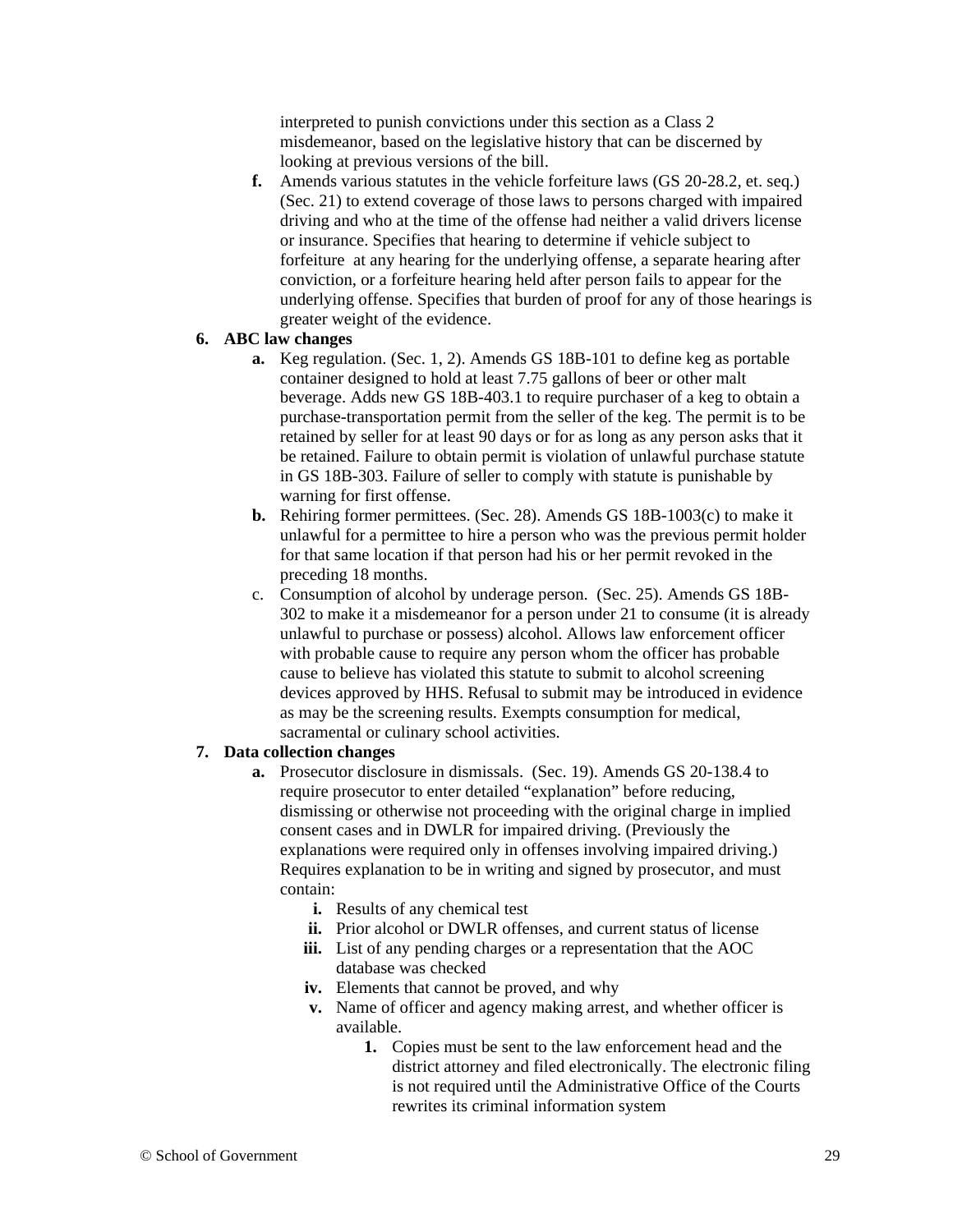interpreted to punish convictions under this section as a Class 2 misdemeanor, based on the legislative history that can be discerned by looking at previous versions of the bill.

**f.** Amends various statutes in the vehicle forfeiture laws (GS 20-28.2, et. seq.) (Sec. 21) to extend coverage of those laws to persons charged with impaired driving and who at the time of the offense had neither a valid drivers license or insurance. Specifies that hearing to determine if vehicle subject to forfeiture at any hearing for the underlying offense, a separate hearing after conviction, or a forfeiture hearing held after person fails to appear for the underlying offense. Specifies that burden of proof for any of those hearings is greater weight of the evidence.

**6. ABC law changes**

- **a.** Keg regulation. (Sec. 1, 2). Amends GS 18B-101 to define keg as portable container designed to hold at least 7.75 gallons of beer or other malt beverage. Adds new GS 18B-403.1 to require purchaser of a keg to obtain a purchase-transportation permit from the seller of the keg. The permit is to be retained by seller for at least 90 days or for as long as any person asks that it be retained. Failure to obtain permit is violation of unlawful purchase statute in GS 18B-303. Failure of seller to comply with statute is punishable by warning for first offense.
- **b.** Rehiring former permittees. (Sec. 28). Amends GS 18B-1003(c) to make it unlawful for a permittee to hire a person who was the previous permit holder for that same location if that person had his or her permit revoked in the preceding 18 months.
- c. Consumption of alcohol by underage person. (Sec. 25). Amends GS 18B-302 to make it a misdemeanor for a person under 21 to consume (it is already unlawful to purchase or possess) alcohol. Allows law enforcement officer with probable cause to require any person whom the officer has probable cause to believe has violated this statute to submit to alcohol screening devices approved by HHS. Refusal to submit may be introduced in evidence as may be the screening results. Exempts consumption for medical, sacramental or culinary school activities.

**7. Data collection changes**

- **a.** Prosecutor disclosure in dismissals. (Sec. 19). Amends GS 20-138.4 to require prosecutor to enter detailed "explanation" before reducing, dismissing or otherwise not proceeding with the original charge in implied consent cases and in DWLR for impaired driving. (Previously the explanations were required only in offenses involving impaired driving.) Requires explanation to be in writing and signed by prosecutor, and must contain:
  - **i.** Results of any chemical test
  - **ii.** Prior alcohol or DWLR offenses, and current status of license
  - **iii.** List of any pending charges or a representation that the AOC database was checked
  - **iv.** Elements that cannot be proved, and why
  - **v.** Name of officer and agency making arrest, and whether officer is available.
    1. Copies must be sent to the law enforcement head and the district attorney and filed electronically. The electronic filing is not required until the Administrative Office of the Courts rewrites its criminal information system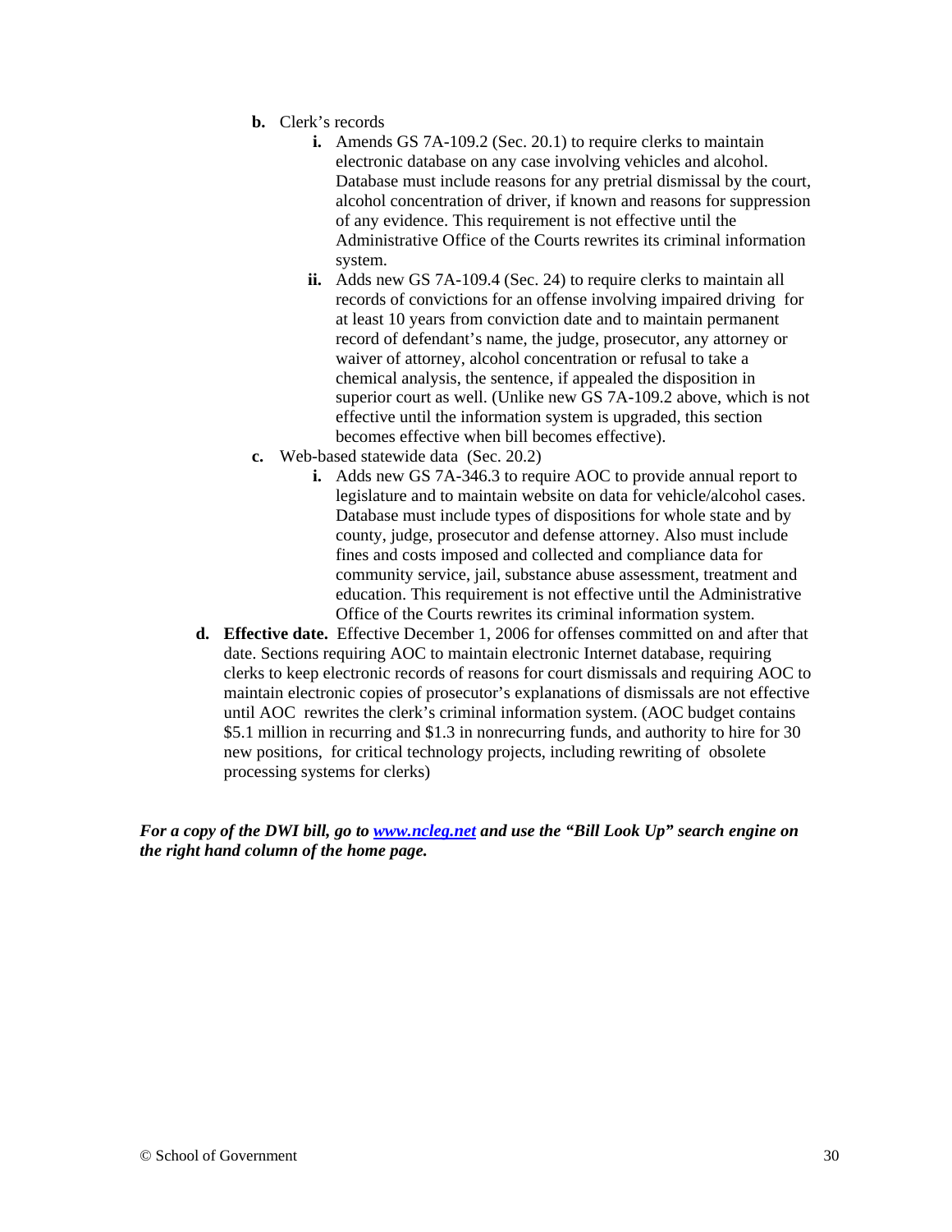- **b.** Clerk's records
    - **i.** Amends GS 7A-109.2 (Sec. 20.1) to require clerks to maintain electronic database on any case involving vehicles and alcohol. Database must include reasons for any pretrial dismissal by the court, alcohol concentration of driver, if known and reasons for suppression of any evidence. This requirement is not effective until the Administrative Office of the Courts rewrites its criminal information system.
    - **ii.** Adds new GS 7A-109.4 (Sec. 24) to require clerks to maintain all records of convictions for an offense involving impaired driving for at least 10 years from conviction date and to maintain permanent record of defendant's name, the judge, prosecutor, any attorney or waiver of attorney, alcohol concentration or refusal to take a chemical analysis, the sentence, if appealed the disposition in superior court as well. (Unlike new GS 7A-109.2 above, which is not effective until the information system is upgraded, this section becomes effective when bill becomes effective).
- **c.** Web-based statewide data (Sec. 20.2)
    - **i.** Adds new GS 7A-346.3 to require AOC to provide annual report to legislature and to maintain website on data for vehicle/alcohol cases. Database must include types of dispositions for whole state and by county, judge, prosecutor and defense attorney. Also must include fines and costs imposed and collected and compliance data for community service, jail, substance abuse assessment, treatment and education. This requirement is not effective until the Administrative Office of the Courts rewrites its criminal information system.

**d. Effective date.** Effective December 1, 2006 for offenses committed on and after that date. Sections requiring AOC to maintain electronic Internet database, requiring clerks to keep electronic records of reasons for court dismissals and requiring AOC to maintain electronic copies of prosecutor's explanations of dismissals are not effective until AOC rewrites the clerk's criminal information system. (AOC budget contains $5.1 million in recurring and $1.3 in nonrecurring funds, and authority to hire for 30 new positions, for critical technology projects, including rewriting of obsolete processing systems for clerks)

***For a copy of the DWI bill, go to [www.ncleg.net](http://www.ncleg.net) and use the "Bill Look Up" search engine on the right hand column of the home page.***